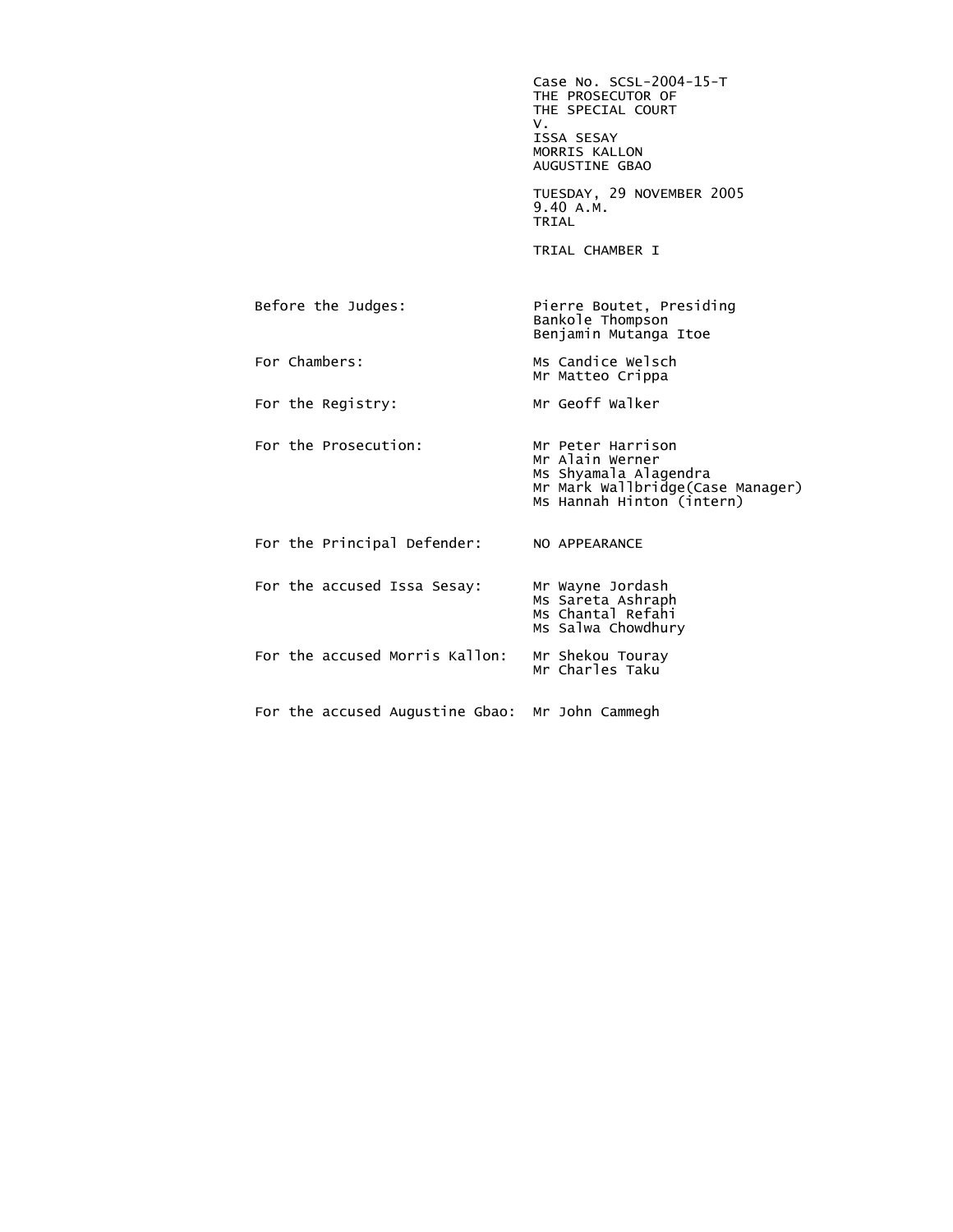Case No. SCSL-2004-15-T
THE PROSECUTOR OF
THE SPECIAL COURT
V.
ISSA SESAY
MORRIS KALLON
AUGUSTINE GBAO

TUESDAY, 29 NOVEMBER 2005
9.40 A.M.
TRIAL

TRIAL CHAMBER I

| | |
|---|---|
| Before the Judges: | Pierre Boutet, Presiding<br>Bankole Thompson<br>Benjamin Mutanga Itoe |
| For Chambers: | Ms Candice Welsch<br>Mr Matteo Crippa |
| For the Registry: | Mr Geoff Walker |
| For the Prosecution: | Mr Peter Harrison<br>Mr Alain Werner<br>Ms Shyamala Alagendra<br>Mr Mark Wallbridge(Case Manager)<br>Ms Hannah Hinton (intern) |
| For the Principal Defender: | NO APPEARANCE |
| For the accused Issa Sesay: | Mr Wayne Jordash<br>Ms Sareta Ashraph<br>Ms Chantal Refahi<br>Ms Salwa Chowdhury |
| For the accused Morris Kallon: | Mr Shekou Touray<br>Mr Charles Taku |
| For the accused Augustine Gbao: | Mr John Cammegh |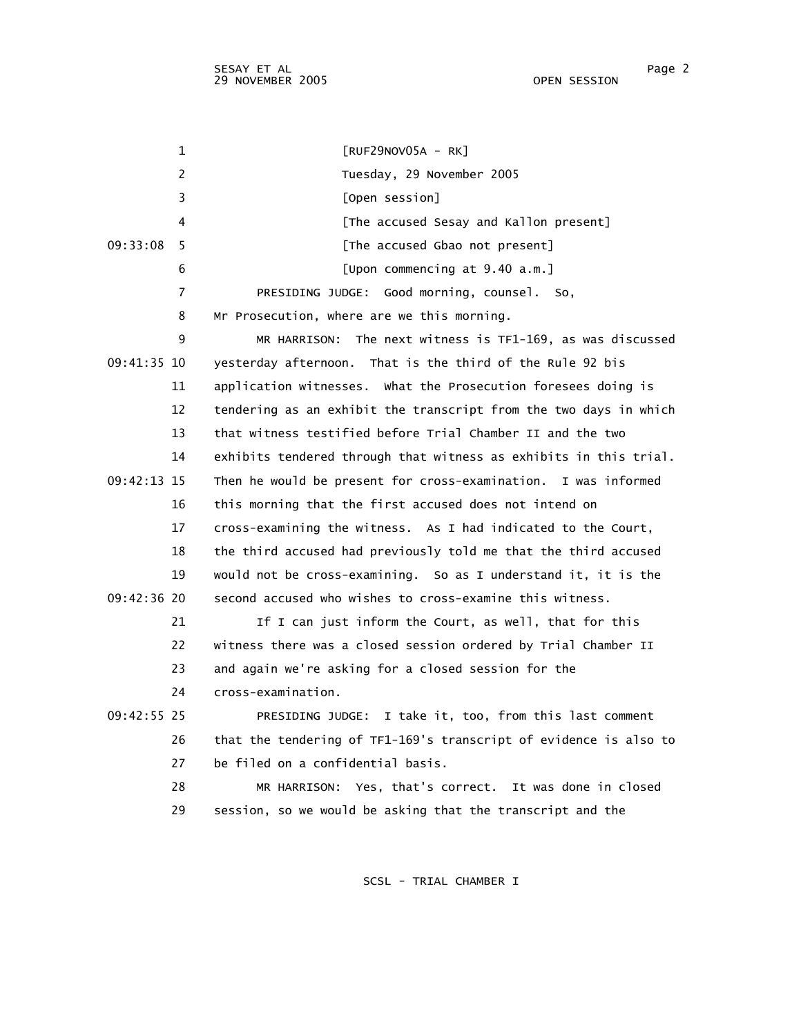[RUF29NOV05A - RK]

Tuesday, 29 November 2005

[Open session]

[The accused Sesay and Kallon present]

[The accused Gbao not present]

[Upon commencing at 9.40 a.m.]

PRESIDING JUDGE: Good morning, counsel. So, Mr Prosecution, where are we this morning.

MR HARRISON: The next witness is TF1-169, as was discussed yesterday afternoon. That is the third of the Rule 92 bis application witnesses. What the Prosecution foresees doing is tendering as an exhibit the transcript from the two days in which that witness testified before Trial Chamber II and the two exhibits tendered through that witness as exhibits in this trial. Then he would be present for cross-examination. I was informed this morning that the first accused does not intend on cross-examining the witness. As I had indicated to the Court, the third accused had previously told me that the third accused would not be cross-examining. So as I understand it, it is the second accused who wishes to cross-examine this witness.

If I can just inform the Court, as well, that for this witness there was a closed session ordered by Trial Chamber II and again we're asking for a closed session for the cross-examination.

PRESIDING JUDGE: I take it, too, from this last comment that the tendering of TF1-169's transcript of evidence is also to be filed on a confidential basis.

MR HARRISON: Yes, that's correct. It was done in closed session, so we would be asking that the transcript and the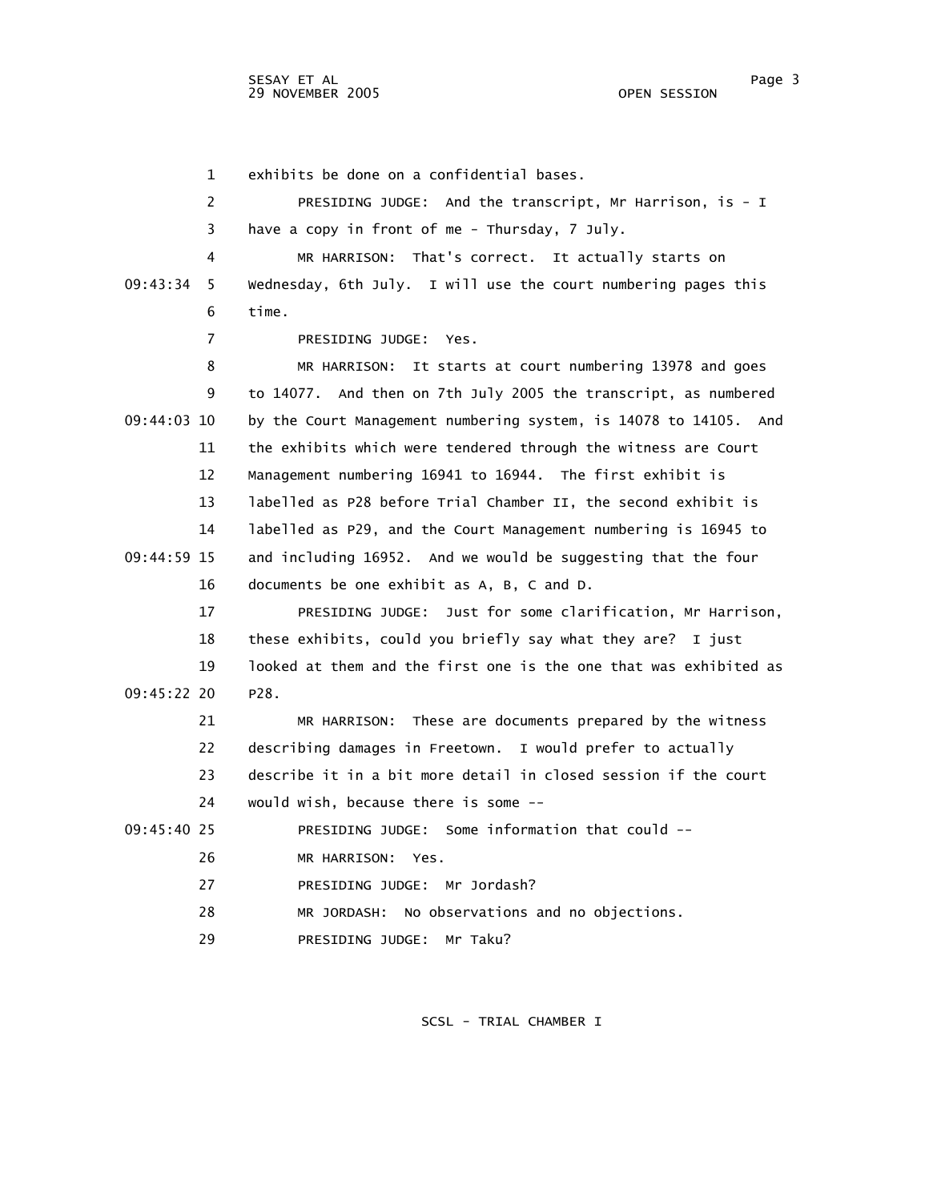1 exhibits be done on a confidential bases.

2 PRESIDING JUDGE: And the transcript, Mr Harrison, is - I

3 have a copy in front of me - Thursday, 7 July.

4 MR HARRISON: That's correct. It actually starts on

09:43:34 5 Wednesday, 6th July. I will use the court numbering pages this

6 time.

7 PRESIDING JUDGE: Yes.

8 MR HARRISON: It starts at court numbering 13978 and goes

9 to 14077. And then on 7th July 2005 the transcript, as numbered

09:44:03 10 by the Court Management numbering system, is 14078 to 14105. And

11 the exhibits which were tendered through the witness are Court

12 Management numbering 16941 to 16944. The first exhibit is

13 labelled as P28 before Trial Chamber II, the second exhibit is

14 labelled as P29, and the Court Management numbering is 16945 to

09:44:59 15 and including 16952. And we would be suggesting that the four

16 documents be one exhibit as A, B, C and D.

17 PRESIDING JUDGE: Just for some clarification, Mr Harrison,

18 these exhibits, could you briefly say what they are? I just

19 looked at them and the first one is the one that was exhibited as

09:45:22 20 P28.

21 MR HARRISON: These are documents prepared by the witness

22 describing damages in Freetown. I would prefer to actually

23 describe it in a bit more detail in closed session if the court

24 would wish, because there is some --

09:45:40 25 PRESIDING JUDGE: Some information that could --

26 MR HARRISON: Yes.

27 PRESIDING JUDGE: Mr Jordash?

28 MR JORDASH: No observations and no objections.

29 PRESIDING JUDGE: Mr Taku?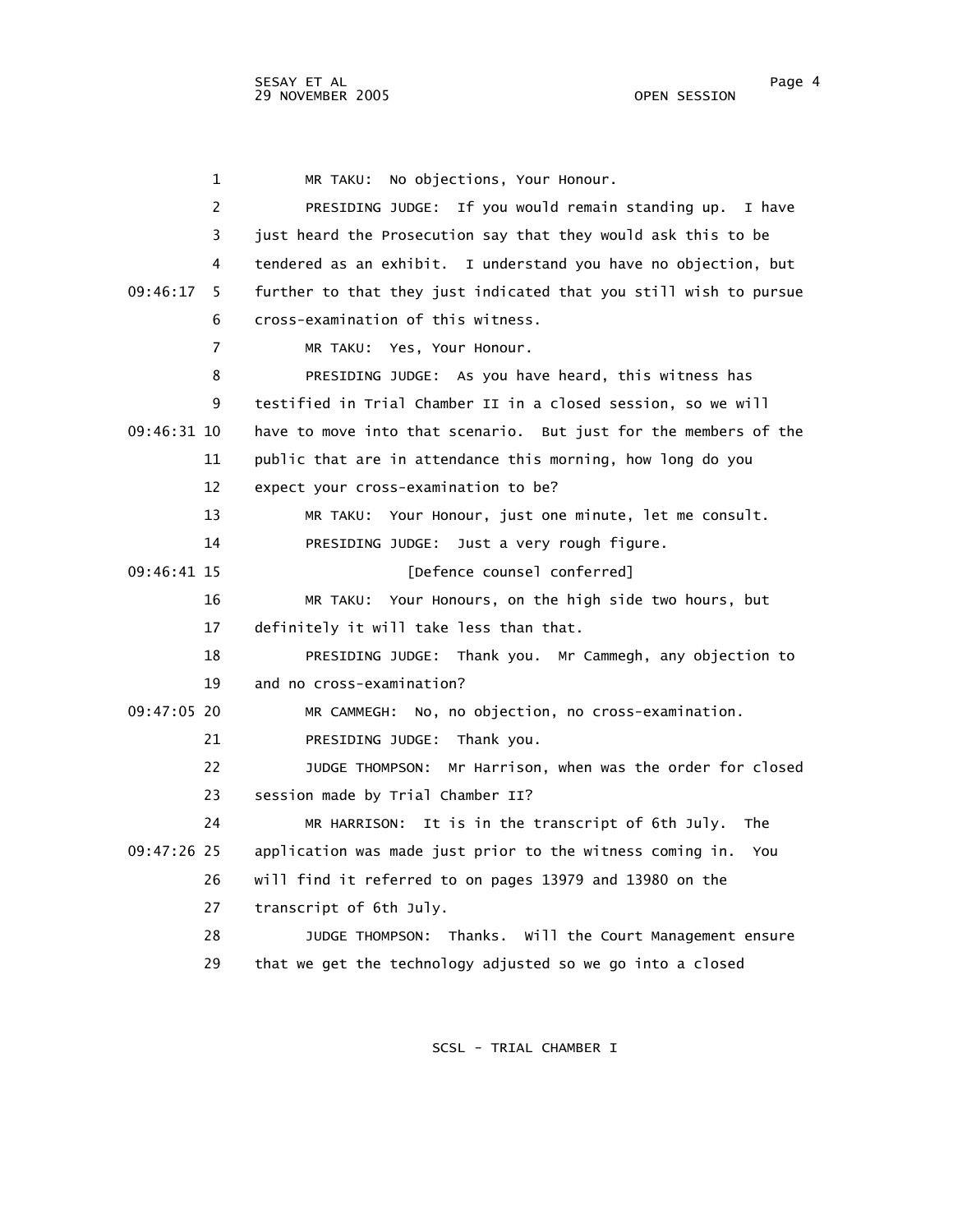1 MR TAKU: No objections, Your Honour.

2 PRESIDING JUDGE: If you would remain standing up. I have

3 just heard the Prosecution say that they would ask this to be

4 tendered as an exhibit. I understand you have no objection, but

09:46:17 5 further to that they just indicated that you still wish to pursue

6 cross-examination of this witness.

7 MR TAKU: Yes, Your Honour.

8 PRESIDING JUDGE: As you have heard, this witness has

9 testified in Trial Chamber II in a closed session, so we will

09:46:31 10 have to move into that scenario. But just for the members of the

11 public that are in attendance this morning, how long do you

12 expect your cross-examination to be?

13 MR TAKU: Your Honour, just one minute, let me consult.

14 PRESIDING JUDGE: Just a very rough figure.

09:46:41 15 [Defence counsel conferred]

16 MR TAKU: Your Honours, on the high side two hours, but

17 definitely it will take less than that.

18 PRESIDING JUDGE: Thank you. Mr Cammegh, any objection to

19 and no cross-examination?

09:47:05 20 MR CAMMEGH: No, no objection, no cross-examination.

21 PRESIDING JUDGE: Thank you.

22 JUDGE THOMPSON: Mr Harrison, when was the order for closed

23 session made by Trial Chamber II?

24 MR HARRISON: It is in the transcript of 6th July. The

09:47:26 25 application was made just prior to the witness coming in. You

26 will find it referred to on pages 13979 and 13980 on the

27 transcript of 6th July.

28 JUDGE THOMPSON: Thanks. Will the Court Management ensure

29 that we get the technology adjusted so we go into a closed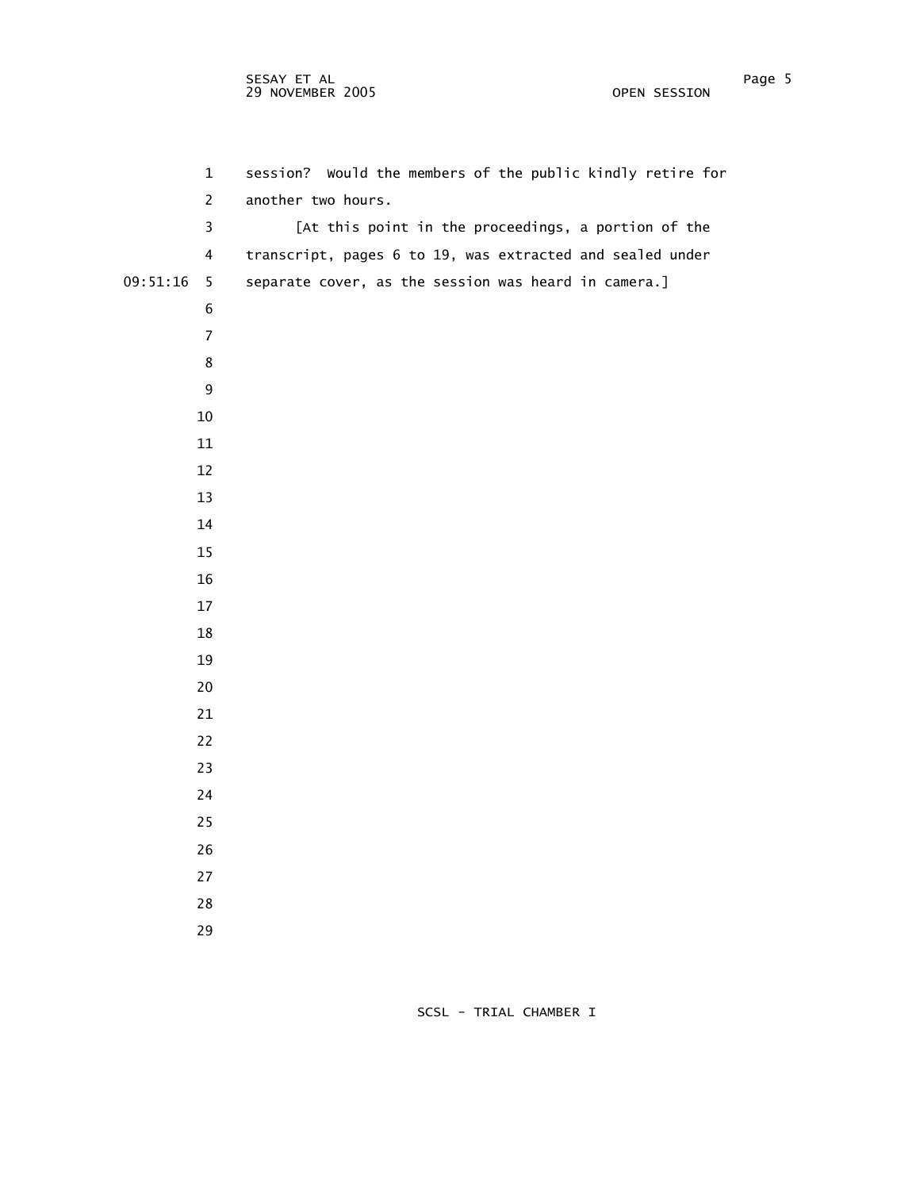session? Would the members of the public kindly retire for another two hours.

[At this point in the proceedings, a portion of the transcript, pages 6 to 19, was extracted and sealed under separate cover, as the session was heard in camera.]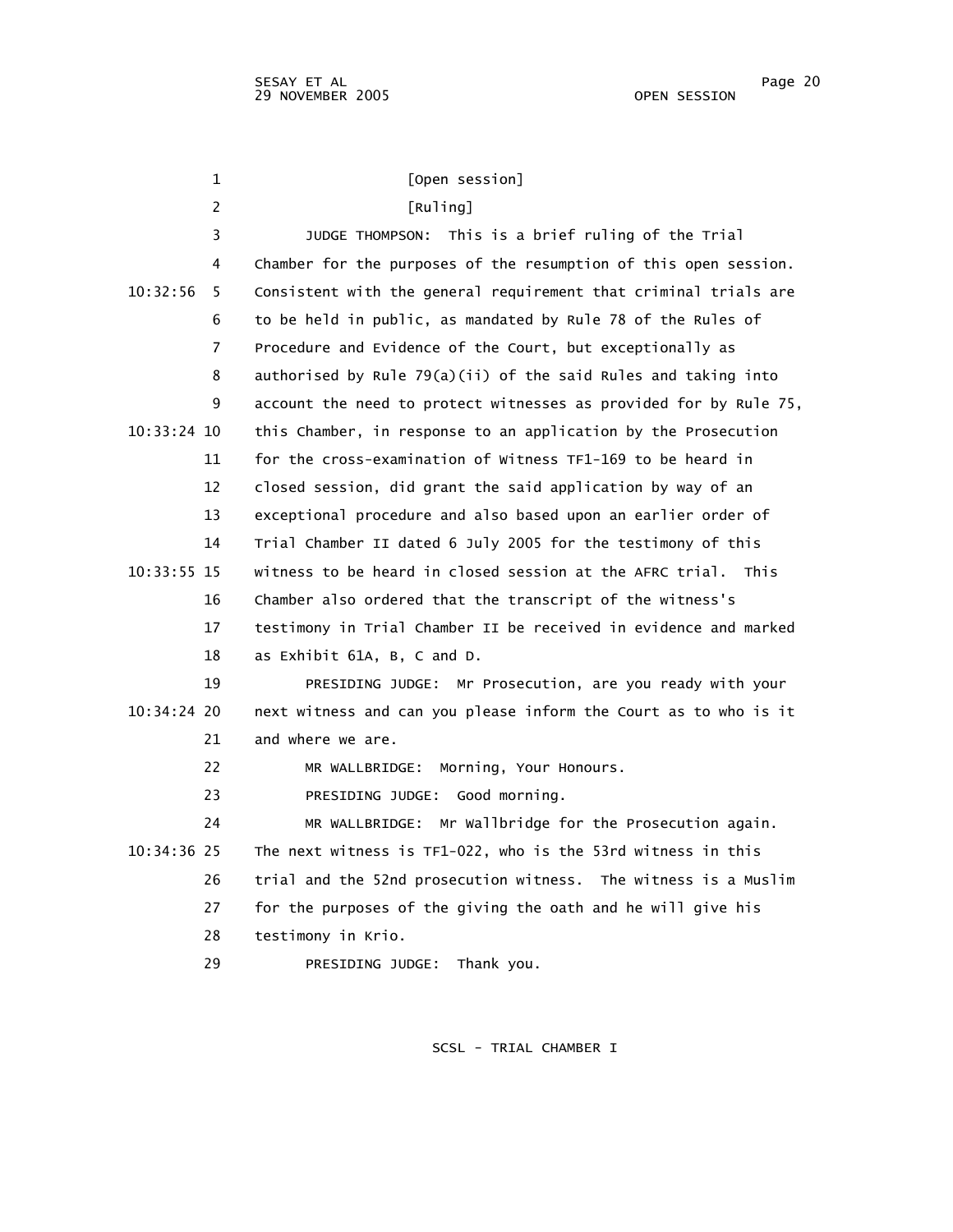[Open session]

[Ruling]

JUDGE THOMPSON: This is a brief ruling of the Trial Chamber for the purposes of the resumption of this open session. Consistent with the general requirement that criminal trials are to be held in public, as mandated by Rule 78 of the Rules of Procedure and Evidence of the Court, but exceptionally as authorised by Rule 79(a)(ii) of the said Rules and taking into account the need to protect witnesses as provided for by Rule 75, this Chamber, in response to an application by the Prosecution for the cross-examination of Witness TF1-169 to be heard in closed session, did grant the said application by way of an exceptional procedure and also based upon an earlier order of Trial Chamber II dated 6 July 2005 for the testimony of this witness to be heard in closed session at the AFRC trial. This Chamber also ordered that the transcript of the witness's testimony in Trial Chamber II be received in evidence and marked as Exhibit 61A, B, C and D.

PRESIDING JUDGE: Mr Prosecution, are you ready with your next witness and can you please inform the Court as to who is it and where we are.

MR WALLBRIDGE: Morning, Your Honours.

PRESIDING JUDGE: Good morning.

MR WALLBRIDGE: Mr Wallbridge for the Prosecution again. The next witness is TF1-022, who is the 53rd witness in this trial and the 52nd prosecution witness. The witness is a Muslim for the purposes of the giving the oath and he will give his testimony in Krio.

PRESIDING JUDGE: Thank you.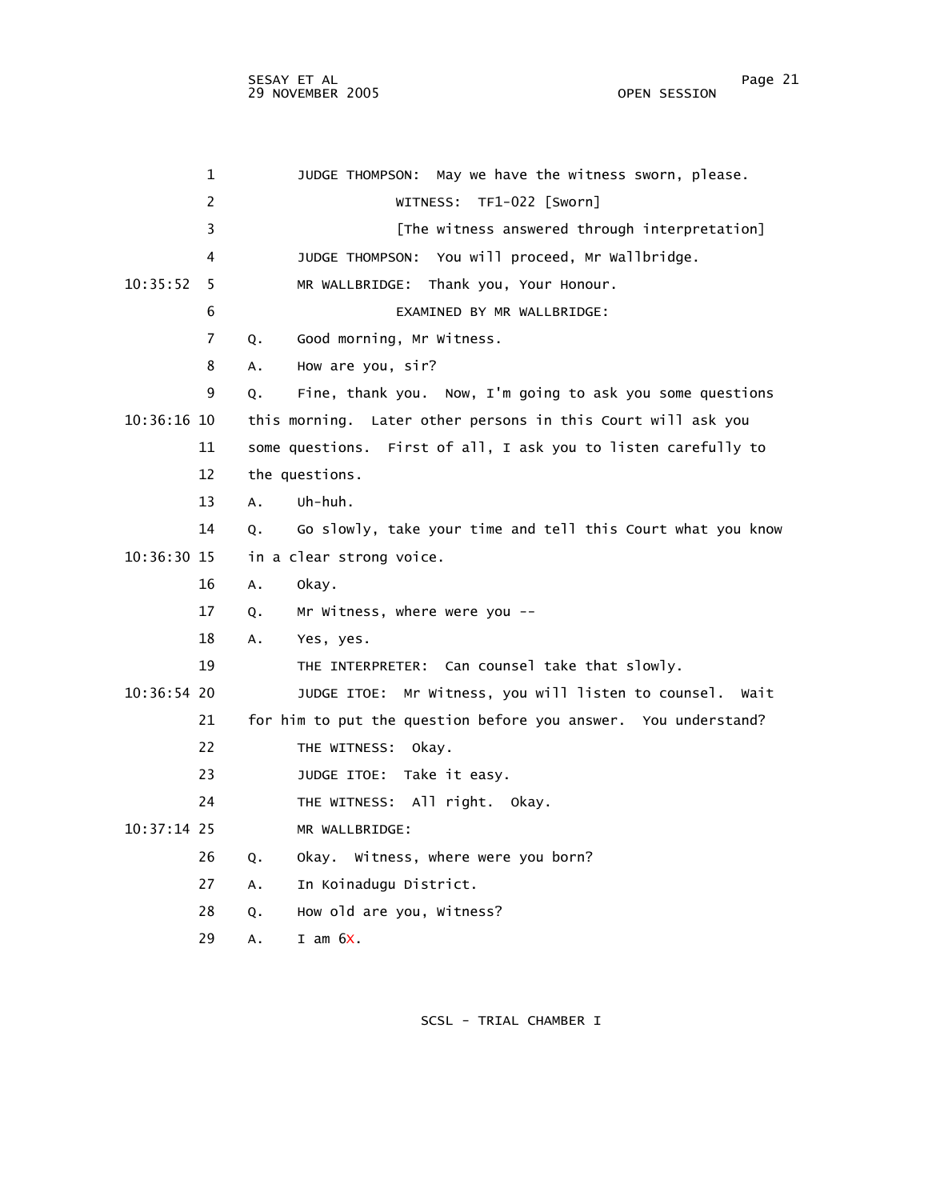1 JUDGE THOMPSON: May we have the witness sworn, please.

2 WITNESS: TF1-022 [Sworn]

3 [The witness answered through interpretation]

4 JUDGE THOMPSON: You will proceed, Mr Wallbridge.

10:35:52 5 MR WALLBRIDGE: Thank you, Your Honour.

6 EXAMINED BY MR WALLBRIDGE:

7 Q. Good morning, Mr Witness.

8 A. How are you, sir?

9 Q. Fine, thank you. Now, I'm going to ask you some questions

10:36:16 10 this morning. Later other persons in this Court will ask you

11 some questions. First of all, I ask you to listen carefully to

12 the questions.

13 A. Uh-huh.

14 Q. Go slowly, take your time and tell this Court what you know

10:36:30 15 in a clear strong voice.

16 A. Okay.

17 Q. Mr Witness, where were you --

18 A. Yes, yes.

19 THE INTERPRETER: Can counsel take that slowly.

10:36:54 20 JUDGE ITOE: Mr Witness, you will listen to counsel. Wait

21 for him to put the question before you answer. You understand?

22 THE WITNESS: Okay.

23 JUDGE ITOE: Take it easy.

24 THE WITNESS: All right. Okay.

10:37:14 25 MR WALLBRIDGE:

26 Q. Okay. Witness, where were you born?

27 A. In Koinadugu District.

28 Q. How old are you, Witness?

29 A. I am 6X.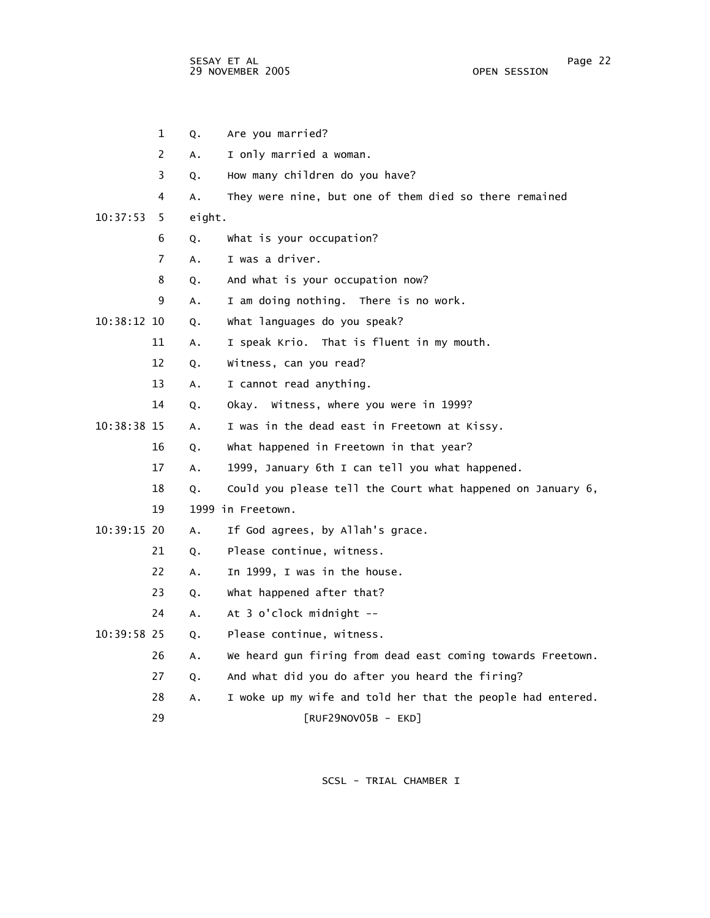1 Q. Are you married?

2 A. I only married a woman.

3 Q. How many children do you have?

4 A. They were nine, but one of them died so there remained

10:37:53 5 eight.

6 Q. What is your occupation?

7 A. I was a driver.

8 Q. And what is your occupation now?

9 A. I am doing nothing. There is no work.

10:38:12 10 Q. What languages do you speak?

11 A. I speak Krio. That is fluent in my mouth.

12 Q. Witness, can you read?

13 A. I cannot read anything.

14 Q. Okay. Witness, where you were in 1999?

10:38:38 15 A. I was in the dead east in Freetown at Kissy.

16 Q. What happened in Freetown in that year?

17 A. 1999, January 6th I can tell you what happened.

18 Q. Could you please tell the Court what happened on January 6,

19 1999 in Freetown.

10:39:15 20 A. If God agrees, by Allah's grace.

21 Q. Please continue, witness.

22 A. In 1999, I was in the house.

23 Q. What happened after that?

24 A. At 3 o'clock midnight --

10:39:58 25 Q. Please continue, witness.

26 A. We heard gun firing from dead east coming towards Freetown.

27 Q. And what did you do after you heard the firing?

28 A. I woke up my wife and told her that the people had entered.

29 [RUF29NOV05B - EKD]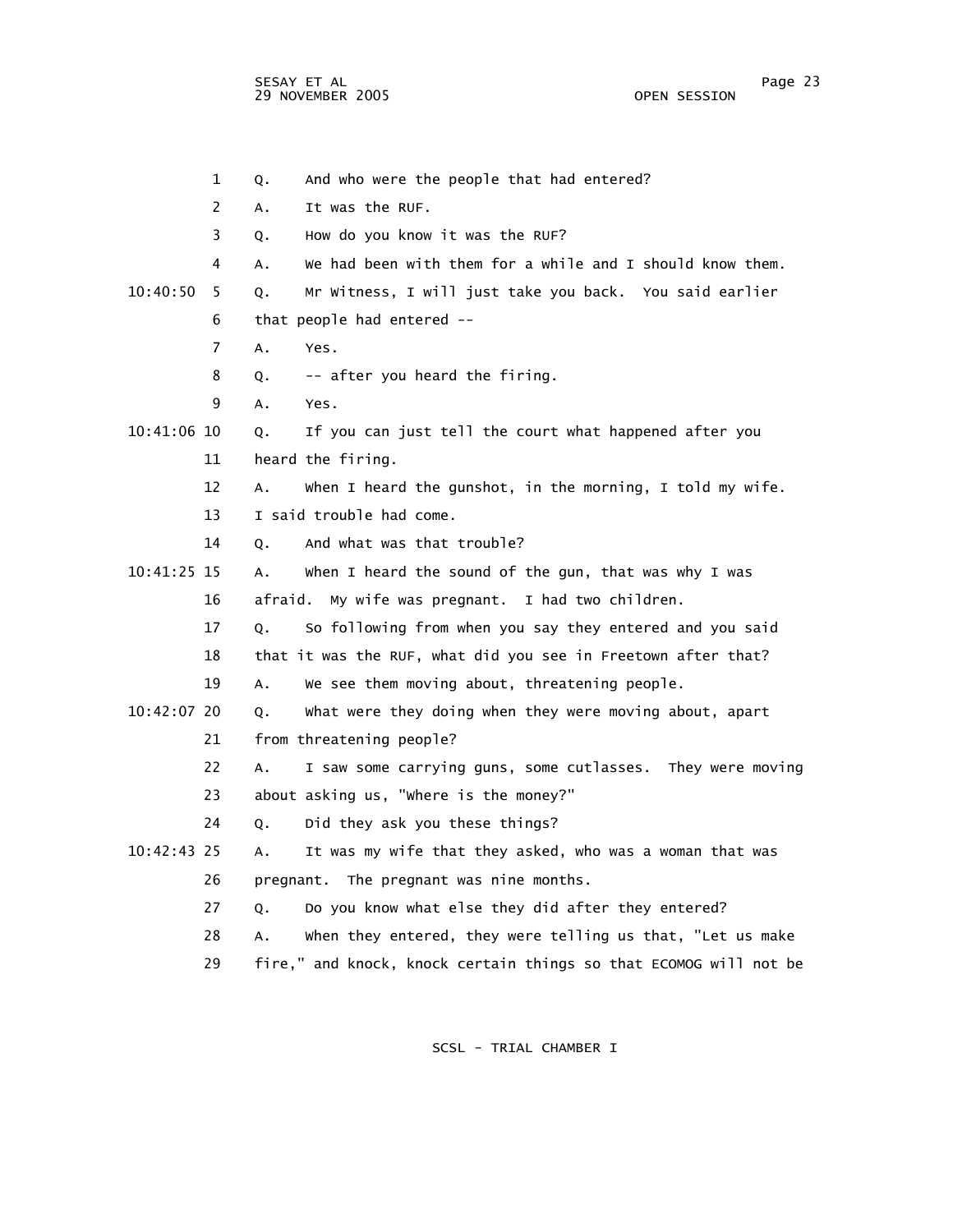1 Q. And who were the people that had entered?

2 A. It was the RUF.

3 Q. How do you know it was the RUF?

4 A. We had been with them for a while and I should know them.

10:40:50 5 Q. Mr Witness, I will just take you back. You said earlier

6 that people had entered --

7 A. Yes.

8 Q. -- after you heard the firing.

9 A. Yes.

10:41:06 10 Q. If you can just tell the court what happened after you

11 heard the firing.

12 A. When I heard the gunshot, in the morning, I told my wife.

13 I said trouble had come.

14 Q. And what was that trouble?

10:41:25 15 A. When I heard the sound of the gun, that was why I was

16 afraid. My wife was pregnant. I had two children.

17 Q. So following from when you say they entered and you said

18 that it was the RUF, what did you see in Freetown after that?

19 A. We see them moving about, threatening people.

10:42:07 20 Q. What were they doing when they were moving about, apart

21 from threatening people?

22 A. I saw some carrying guns, some cutlasses. They were moving

23 about asking us, "Where is the money?"

24 Q. Did they ask you these things?

10:42:43 25 A. It was my wife that they asked, who was a woman that was

26 pregnant. The pregnant was nine months.

27 Q. Do you know what else they did after they entered?

28 A. When they entered, they were telling us that, "Let us make

29 fire," and knock, knock certain things so that ECOMOG will not be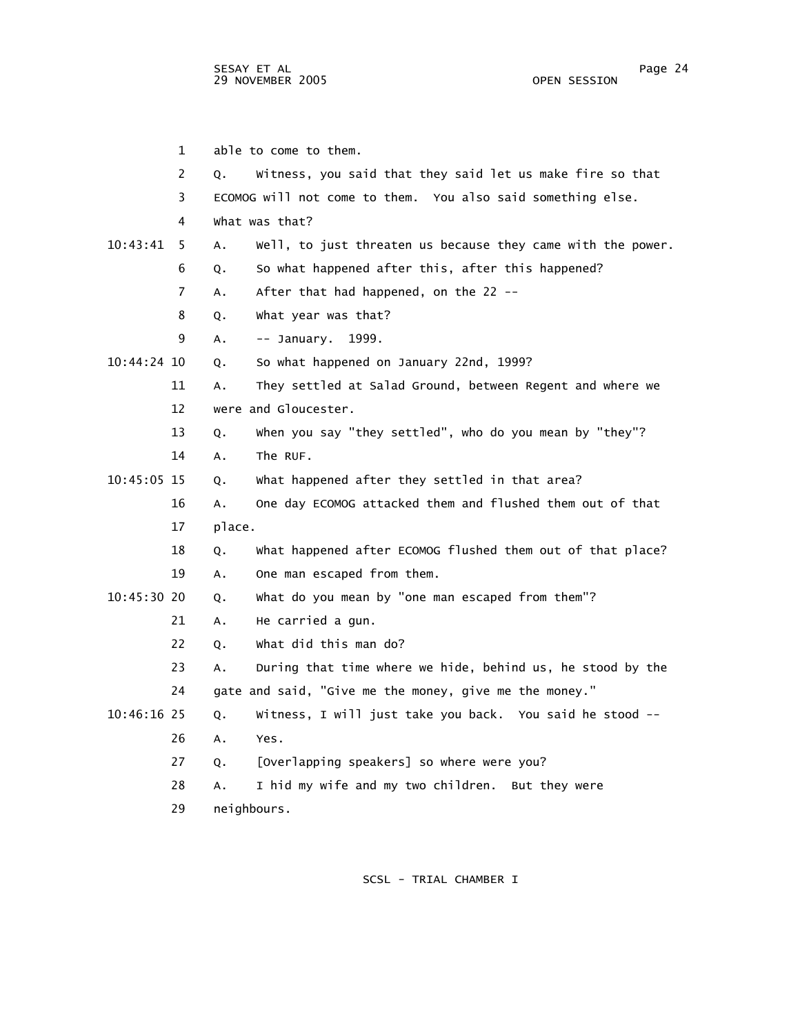1 able to come to them.

2 Q. Witness, you said that they said let us make fire so that

3 ECOMOG will not come to them. You also said something else.

4 What was that?

10:43:41 5 A. Well, to just threaten us because they came with the power.

6 Q. So what happened after this, after this happened?

7 A. After that had happened, on the 22 --

8 Q. What year was that?

9 A. -- January. 1999.

10:44:24 10 Q. So what happened on January 22nd, 1999?

11 A. They settled at Salad Ground, between Regent and where we

12 were and Gloucester.

13 Q. When you say "they settled", who do you mean by "they"?

14 A. The RUF.

10:45:05 15 Q. What happened after they settled in that area?

16 A. One day ECOMOG attacked them and flushed them out of that

17 place.

18 Q. What happened after ECOMOG flushed them out of that place?

19 A. One man escaped from them.

10:45:30 20 Q. What do you mean by "one man escaped from them"?

21 A. He carried a gun.

22 Q. What did this man do?

23 A. During that time where we hide, behind us, he stood by the

24 gate and said, "Give me the money, give me the money."

10:46:16 25 Q. Witness, I will just take you back. You said he stood --

26 A. Yes.

27 Q. [Overlapping speakers] so where were you?

28 A. I hid my wife and my two children. But they were

29 neighbours.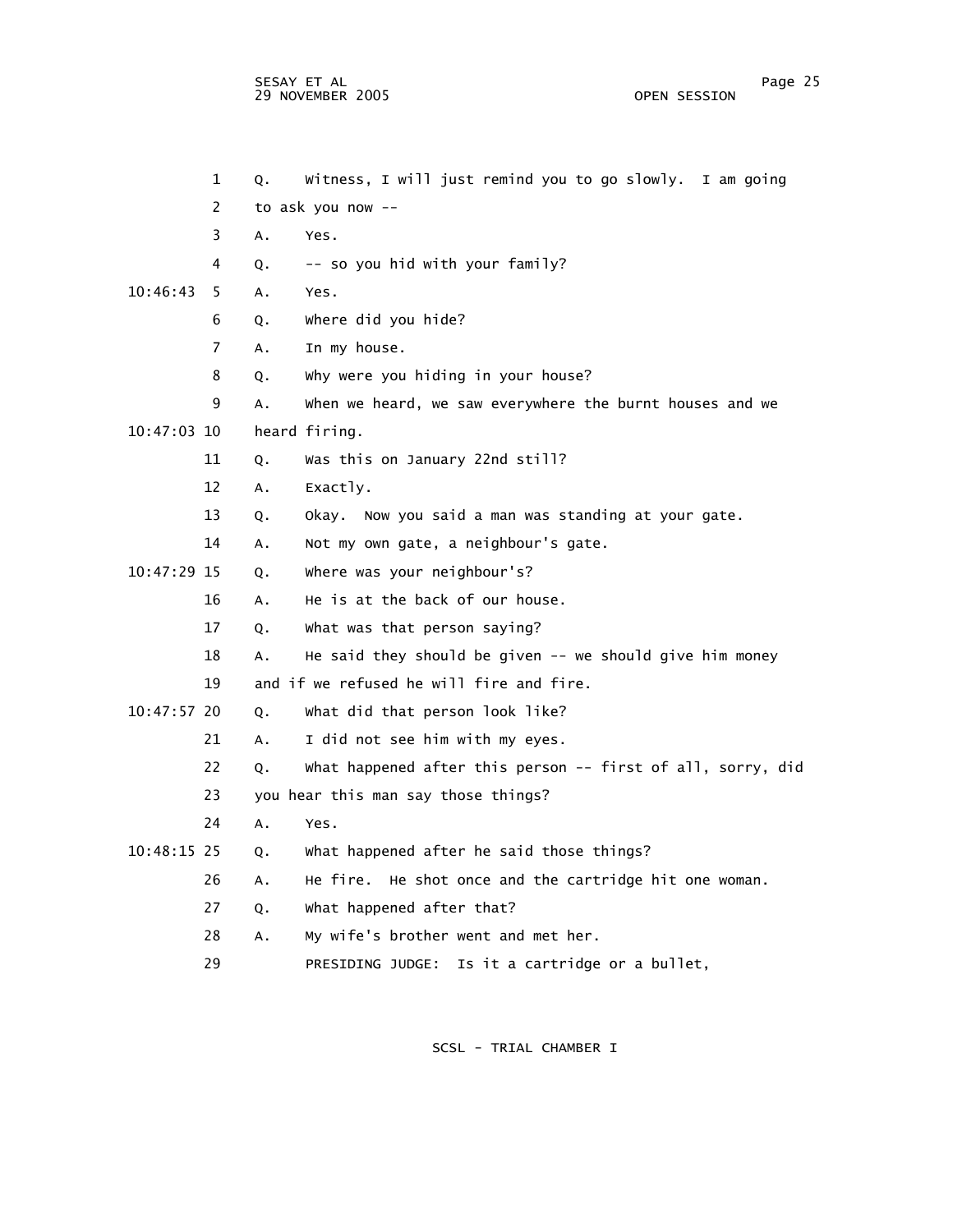1 Q. Witness, I will just remind you to go slowly. I am going

2 to ask you now --

3 A. Yes.

4 Q. -- so you hid with your family?

10:46:43 5 A. Yes.

6 Q. Where did you hide?

7 A. In my house.

8 Q. Why were you hiding in your house?

9 A. When we heard, we saw everywhere the burnt houses and we

10:47:03 10 heard firing.

11 Q. Was this on January 22nd still?

12 A. Exactly.

13 Q. Okay. Now you said a man was standing at your gate.

14 A. Not my own gate, a neighbour's gate.

10:47:29 15 Q. Where was your neighbour's?

16 A. He is at the back of our house.

17 Q. What was that person saying?

18 A. He said they should be given -- we should give him money

19 and if we refused he will fire and fire.

10:47:57 20 Q. What did that person look like?

21 A. I did not see him with my eyes.

22 Q. What happened after this person -- first of all, sorry, did

23 you hear this man say those things?

24 A. Yes.

10:48:15 25 Q. What happened after he said those things?

26 A. He fire. He shot once and the cartridge hit one woman.

27 Q. What happened after that?

28 A. My wife's brother went and met her.

29 PRESIDING JUDGE: Is it a cartridge or a bullet,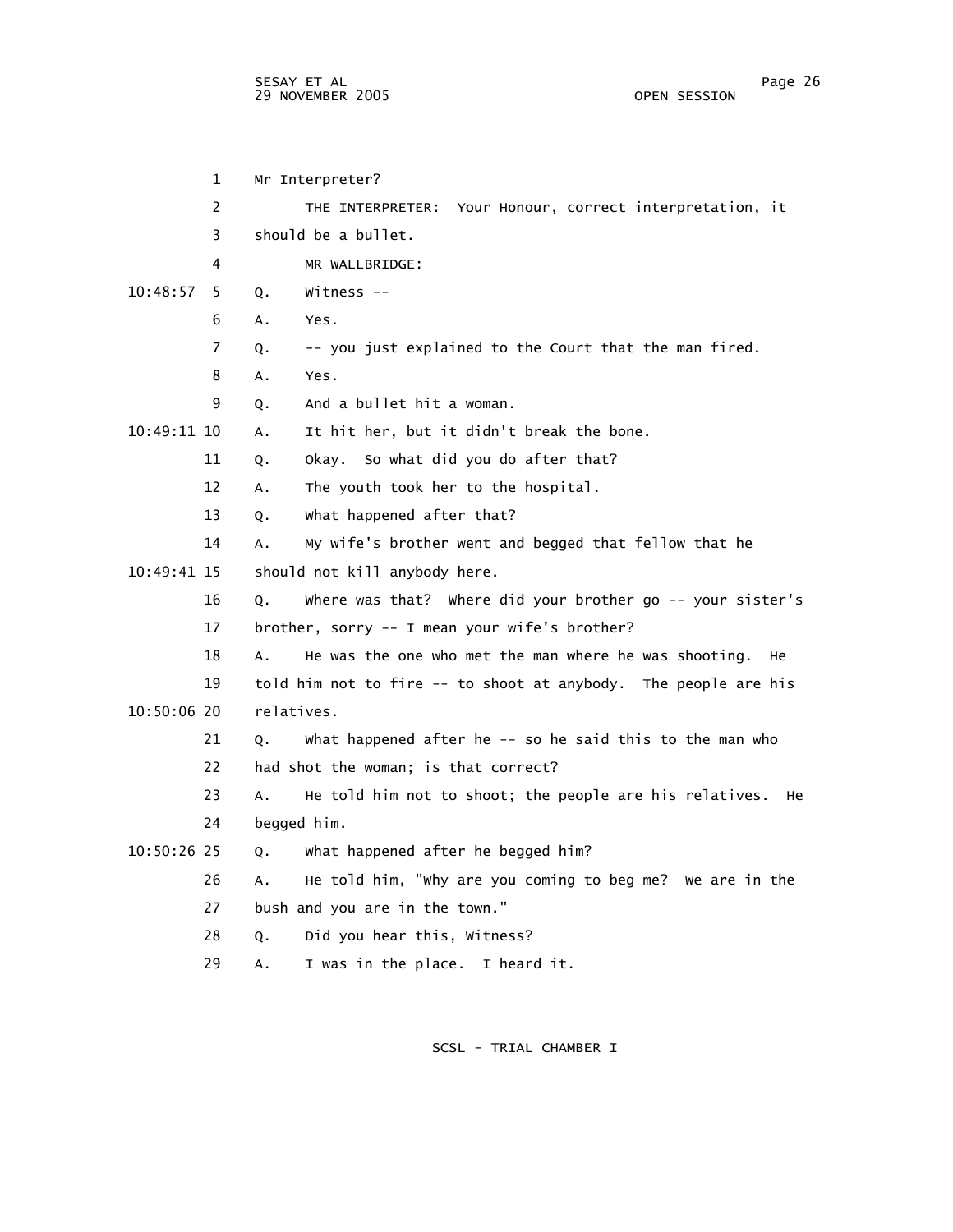Mr Interpreter?

THE INTERPRETER: Your Honour, correct interpretation, it should be a bullet.

MR WALLBRIDGE:

Q. Witness --

A. Yes.

Q. -- you just explained to the Court that the man fired.

A. Yes.

Q. And a bullet hit a woman.

A. It hit her, but it didn't break the bone.

Q. Okay. So what did you do after that?

A. The youth took her to the hospital.

Q. What happened after that?

A. My wife's brother went and begged that fellow that he should not kill anybody here.

Q. Where was that? Where did your brother go -- your sister's brother, sorry -- I mean your wife's brother?

A. He was the one who met the man where he was shooting. He told him not to fire -- to shoot at anybody. The people are his relatives.

Q. What happened after he -- so he said this to the man who had shot the woman; is that correct?

A. He told him not to shoot; the people are his relatives. He begged him.

Q. What happened after he begged him?

A. He told him, "Why are you coming to beg me? We are in the bush and you are in the town."

Q. Did you hear this, Witness?

A. I was in the place. I heard it.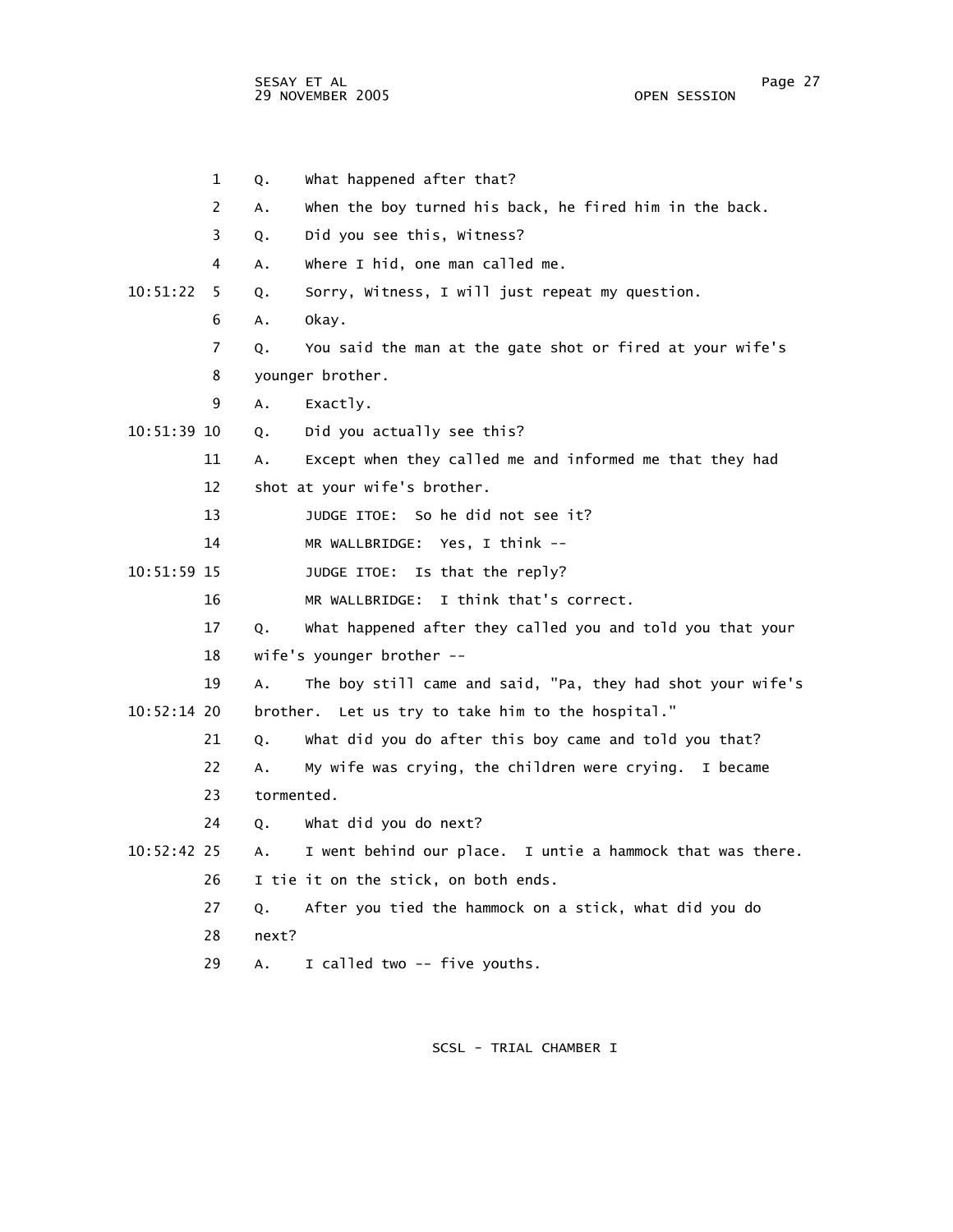1 Q. What happened after that?

2 A. When the boy turned his back, he fired him in the back.

3 Q. Did you see this, Witness?

4 A. Where I hid, one man called me.

10:51:22 5 Q. Sorry, Witness, I will just repeat my question.

6 A. Okay.

7 Q. You said the man at the gate shot or fired at your wife's

8 younger brother.

9 A. Exactly.

10:51:39 10 Q. Did you actually see this?

11 A. Except when they called me and informed me that they had

12 shot at your wife's brother.

13 JUDGE ITOE: So he did not see it?

14 MR WALLBRIDGE: Yes, I think --

10:51:59 15 JUDGE ITOE: Is that the reply?

16 MR WALLBRIDGE: I think that's correct.

17 Q. What happened after they called you and told you that your

18 wife's younger brother --

19 A. The boy still came and said, "Pa, they had shot your wife's

10:52:14 20 brother. Let us try to take him to the hospital."

21 Q. What did you do after this boy came and told you that?

22 A. My wife was crying, the children were crying. I became

23 tormented.

24 Q. What did you do next?

10:52:42 25 A. I went behind our place. I untie a hammock that was there.

26 I tie it on the stick, on both ends.

27 Q. After you tied the hammock on a stick, what did you do

28 next?

29 A. I called two -- five youths.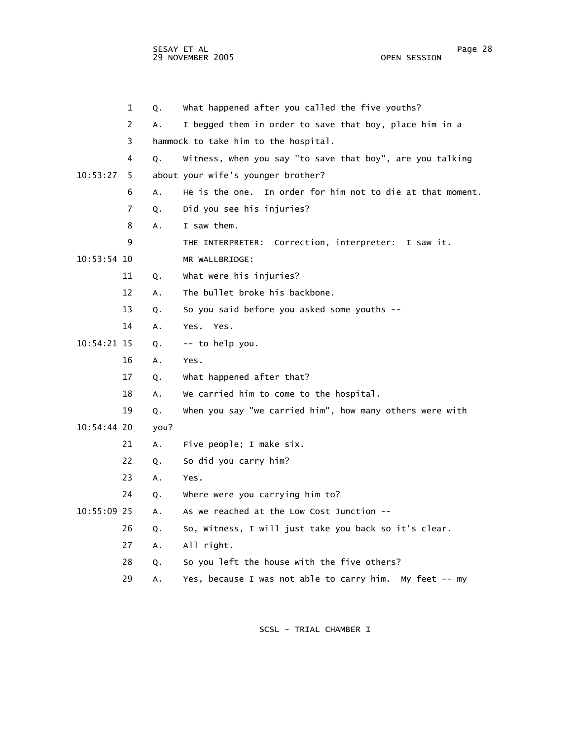1 Q. What happened after you called the five youths?

2 A. I begged them in order to save that boy, place him in a

3 hammock to take him to the hospital.

4 Q. Witness, when you say "to save that boy", are you talking

10:53:27 5 about your wife's younger brother?

6 A. He is the one. In order for him not to die at that moment.

7 Q. Did you see his injuries?

8 A. I saw them.

9 THE INTERPRETER: Correction, interpreter: I saw it.

10:53:54 10 MR WALLBRIDGE:

11 Q. What were his injuries?

12 A. The bullet broke his backbone.

13 Q. So you said before you asked some youths --

14 A. Yes. Yes.

10:54:21 15 Q. -- to help you.

16 A. Yes.

17 Q. What happened after that?

18 A. We carried him to come to the hospital.

19 Q. When you say "we carried him", how many others were with

10:54:44 20 you?

21 A. Five people; I make six.

22 Q. So did you carry him?

23 A. Yes.

24 Q. Where were you carrying him to?

10:55:09 25 A. As we reached at the Low Cost Junction --

26 Q. So, Witness, I will just take you back so it's clear.

27 A. All right.

28 Q. So you left the house with the five others?

29 A. Yes, because I was not able to carry him. My feet -- my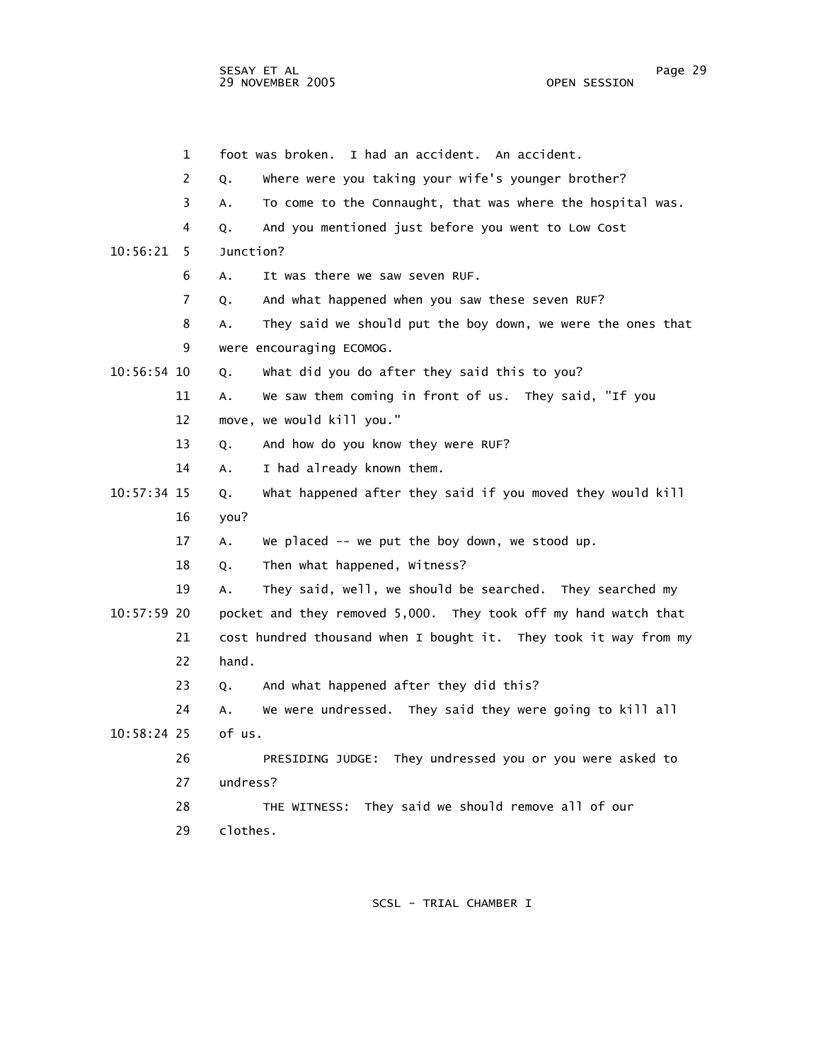foot was broken. I had an accident. An accident.

Q. Where were you taking your wife's younger brother?

A. To come to the Connaught, that was where the hospital was.

Q. And you mentioned just before you went to Low Cost Junction?

A. It was there we saw seven RUF.

Q. And what happened when you saw these seven RUF?

A. They said we should put the boy down, we were the ones that were encouraging ECOMOG.

Q. What did you do after they said this to you?

A. We saw them coming in front of us. They said, "If you move, we would kill you."

Q. And how do you know they were RUF?

A. I had already known them.

Q. What happened after they said if you moved they would kill you?

A. We placed -- we put the boy down, we stood up.

Q. Then what happened, Witness?

A. They said, well, we should be searched. They searched my pocket and they removed 5,000. They took off my hand watch that cost hundred thousand when I bought it. They took it way from my hand.

Q. And what happened after they did this?

A. We were undressed. They said they were going to kill all of us.

PRESIDING JUDGE: They undressed you or you were asked to undress?

THE WITNESS: They said we should remove all of our clothes.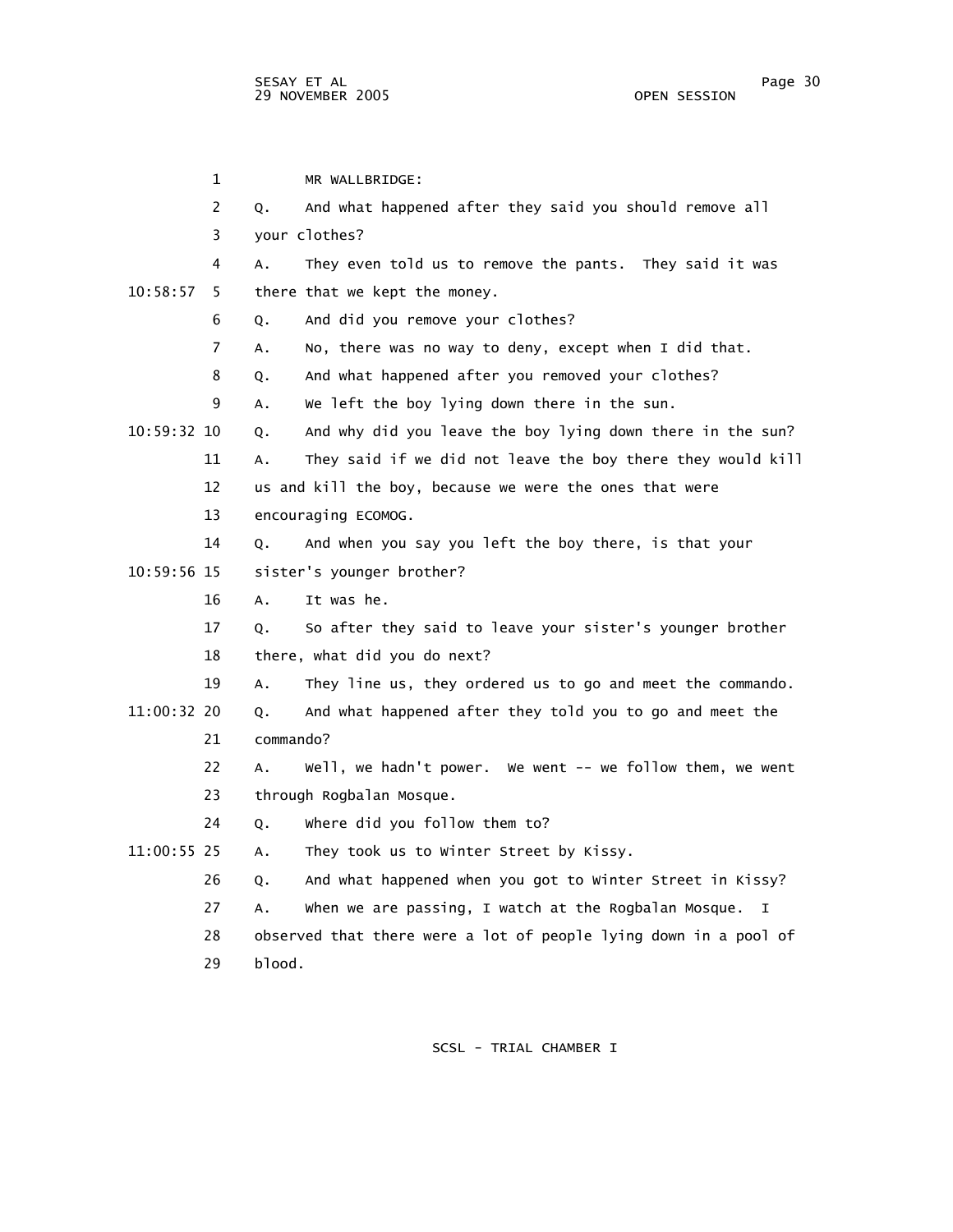MR WALLBRIDGE:

Q. And what happened after they said you should remove all your clothes?

A. They even told us to remove the pants. They said it was there that we kept the money.

Q. And did you remove your clothes?

A. No, there was no way to deny, except when I did that.

Q. And what happened after you removed your clothes?

A. We left the boy lying down there in the sun.

Q. And why did you leave the boy lying down there in the sun?

A. They said if we did not leave the boy there they would kill us and kill the boy, because we were the ones that were encouraging ECOMOG.

Q. And when you say you left the boy there, is that your sister's younger brother?

A. It was he.

Q. So after they said to leave your sister's younger brother there, what did you do next?

A. They line us, they ordered us to go and meet the commando.

Q. And what happened after they told you to go and meet the commando?

A. Well, we hadn't power. We went -- we follow them, we went through Rogbalan Mosque.

Q. Where did you follow them to?

A. They took us to Winter Street by Kissy.

Q. And what happened when you got to Winter Street in Kissy?

A. When we are passing, I watch at the Rogbalan Mosque. I observed that there were a lot of people lying down in a pool of blood.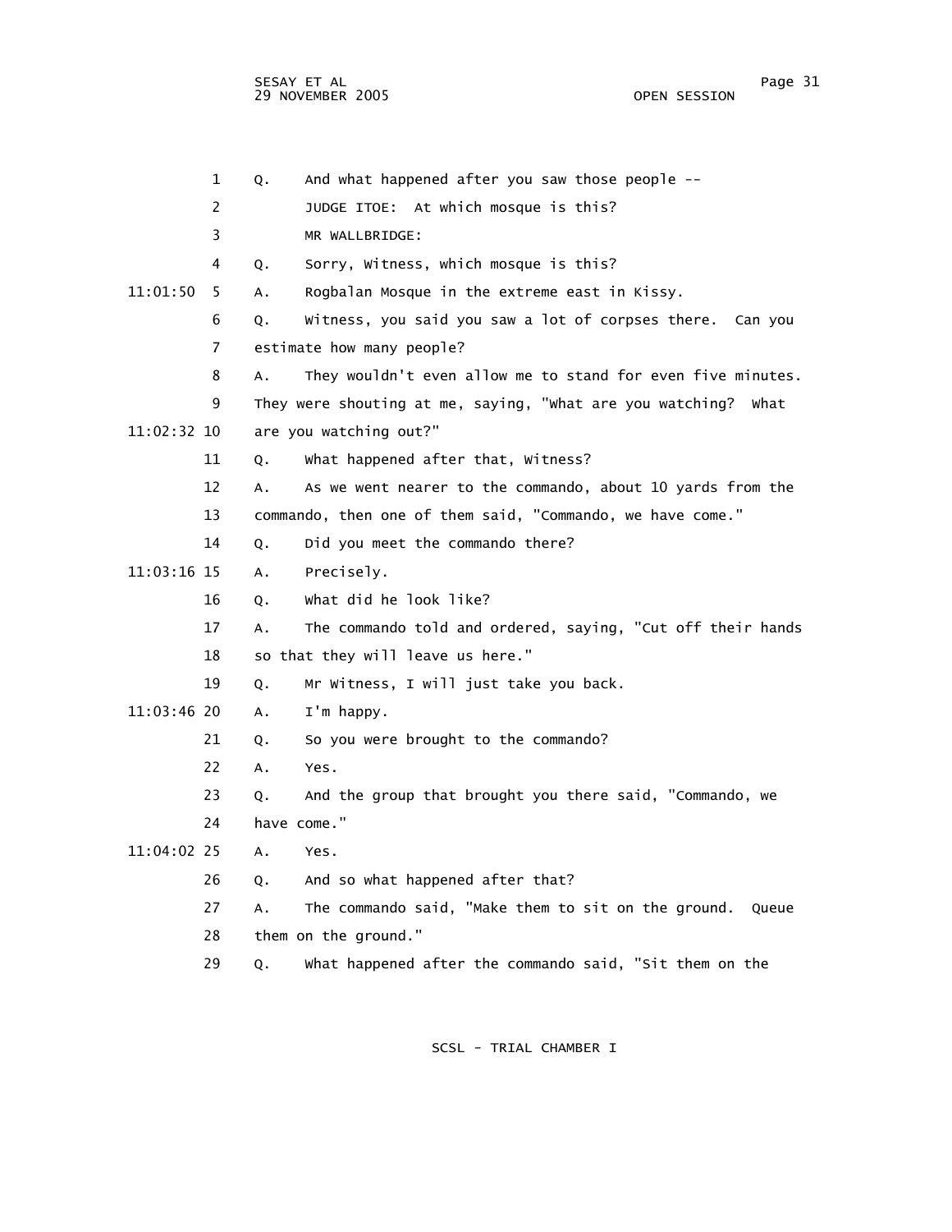1 Q. And what happened after you saw those people --

2 JUDGE ITOE: At which mosque is this?

3 MR WALLBRIDGE:

4 Q. Sorry, Witness, which mosque is this?

11:01:50 5 A. Rogbalan Mosque in the extreme east in Kissy.

6 Q. Witness, you said you saw a lot of corpses there. Can you

7 estimate how many people?

8 A. They wouldn't even allow me to stand for even five minutes.

9 They were shouting at me, saying, "What are you watching? What

11:02:32 10 are you watching out?"

11 Q. What happened after that, Witness?

12 A. As we went nearer to the commando, about 10 yards from the

13 commando, then one of them said, "Commando, we have come."

14 Q. Did you meet the commando there?

11:03:16 15 A. Precisely.

16 Q. What did he look like?

17 A. The commando told and ordered, saying, "Cut off their hands

18 so that they will leave us here."

19 Q. Mr Witness, I will just take you back.

11:03:46 20 A. I'm happy.

21 Q. So you were brought to the commando?

22 A. Yes.

23 Q. And the group that brought you there said, "Commando, we

24 have come."

11:04:02 25 A. Yes.

26 Q. And so what happened after that?

27 A. The commando said, "Make them to sit on the ground. Queue

28 them on the ground."

29 Q. What happened after the commando said, "Sit them on the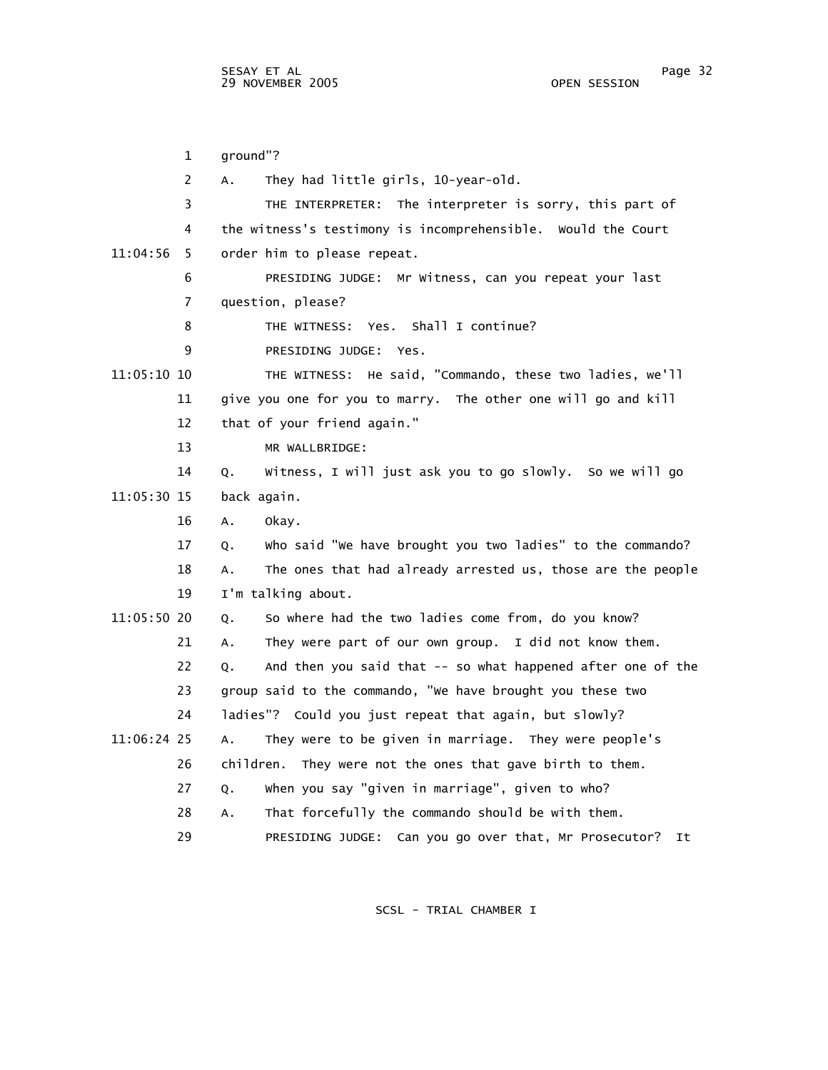ground"?

A. They had little girls, 10-year-old.

THE INTERPRETER: The interpreter is sorry, this part of the witness's testimony is incomprehensible. Would the Court order him to please repeat.

PRESIDING JUDGE: Mr Witness, can you repeat your last question, please?

THE WITNESS: Yes. Shall I continue?

PRESIDING JUDGE: Yes.

THE WITNESS: He said, "Commando, these two ladies, we'll give you one for you to marry. The other one will go and kill that of your friend again."

MR WALLBRIDGE:

Q. Witness, I will just ask you to go slowly. So we will go back again.

A. Okay.

Q. Who said "We have brought you two ladies" to the commando?

A. The ones that had already arrested us, those are the people I'm talking about.

Q. So where had the two ladies come from, do you know?

A. They were part of our own group. I did not know them.

Q. And then you said that -- so what happened after one of the group said to the commando, "We have brought you these two ladies"? Could you just repeat that again, but slowly?

A. They were to be given in marriage. They were people's children. They were not the ones that gave birth to them.

Q. When you say "given in marriage", given to who?

A. That forcefully the commando should be with them.

PRESIDING JUDGE: Can you go over that, Mr Prosecutor? It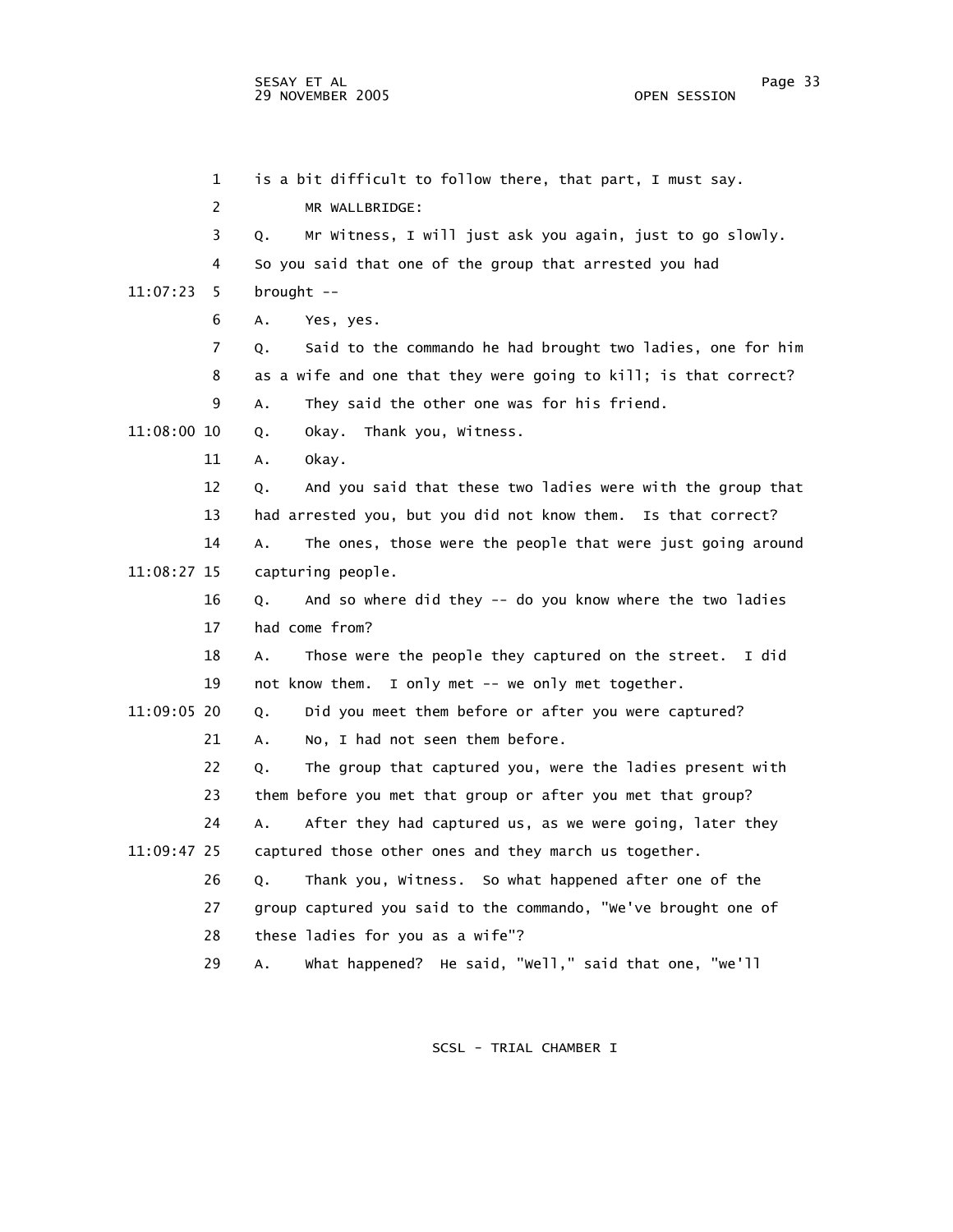is a bit difficult to follow there, that part, I must say.

MR WALLBRIDGE:

Q. Mr Witness, I will just ask you again, just to go slowly. So you said that one of the group that arrested you had brought --

A. Yes, yes.

Q. Said to the commando he had brought two ladies, one for him as a wife and one that they were going to kill; is that correct?

A. They said the other one was for his friend.

Q. Okay. Thank you, Witness.

A. Okay.

Q. And you said that these two ladies were with the group that had arrested you, but you did not know them. Is that correct?

A. The ones, those were the people that were just going around capturing people.

Q. And so where did they -- do you know where the two ladies had come from?

A. Those were the people they captured on the street. I did not know them. I only met -- we only met together.

Q. Did you meet them before or after you were captured?

A. No, I had not seen them before.

Q. The group that captured you, were the ladies present with them before you met that group or after you met that group?

A. After they had captured us, as we were going, later they captured those other ones and they march us together.

Q. Thank you, Witness. So what happened after one of the group captured you said to the commando, "We've brought one of these ladies for you as a wife"?

A. What happened? He said, "Well," said that one, "we'll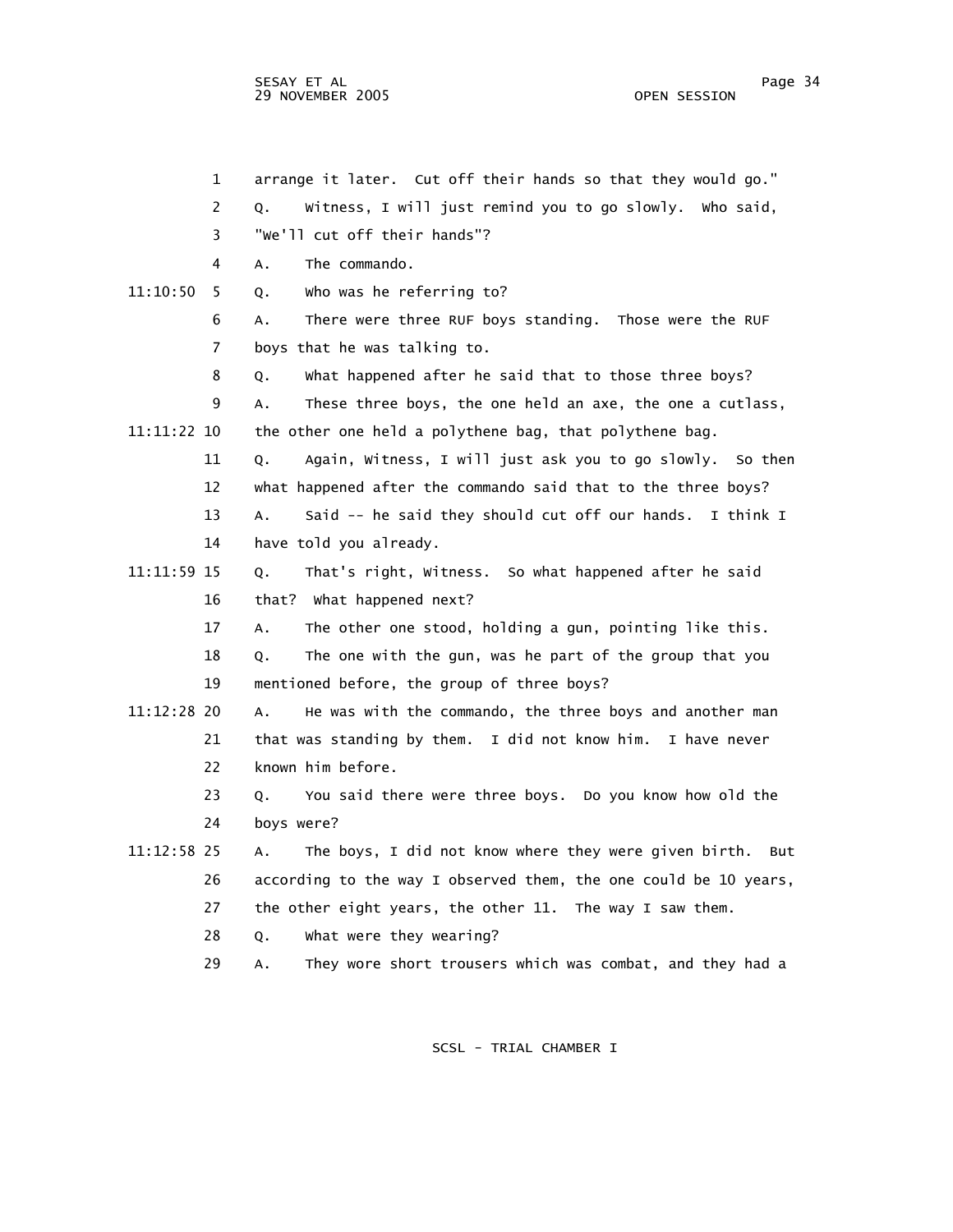arrange it later. Cut off their hands so that they would go."

Q. Witness, I will just remind you to go slowly. Who said, "We'll cut off their hands"?

A. The commando.

Q. Who was he referring to?

A. There were three RUF boys standing. Those were the RUF boys that he was talking to.

Q. What happened after he said that to those three boys?

A. These three boys, the one held an axe, the one a cutlass, the other one held a polythene bag, that polythene bag.

Q. Again, Witness, I will just ask you to go slowly. So then what happened after the commando said that to the three boys?

A. Said -- he said they should cut off our hands. I think I have told you already.

Q. That's right, Witness. So what happened after he said that? What happened next?

A. The other one stood, holding a gun, pointing like this.

Q. The one with the gun, was he part of the group that you mentioned before, the group of three boys?

A. He was with the commando, the three boys and another man that was standing by them. I did not know him. I have never known him before.

Q. You said there were three boys. Do you know how old the boys were?

A. The boys, I did not know where they were given birth. But according to the way I observed them, the one could be 10 years, the other eight years, the other 11. The way I saw them.

Q. What were they wearing?

A. They wore short trousers which was combat, and they had a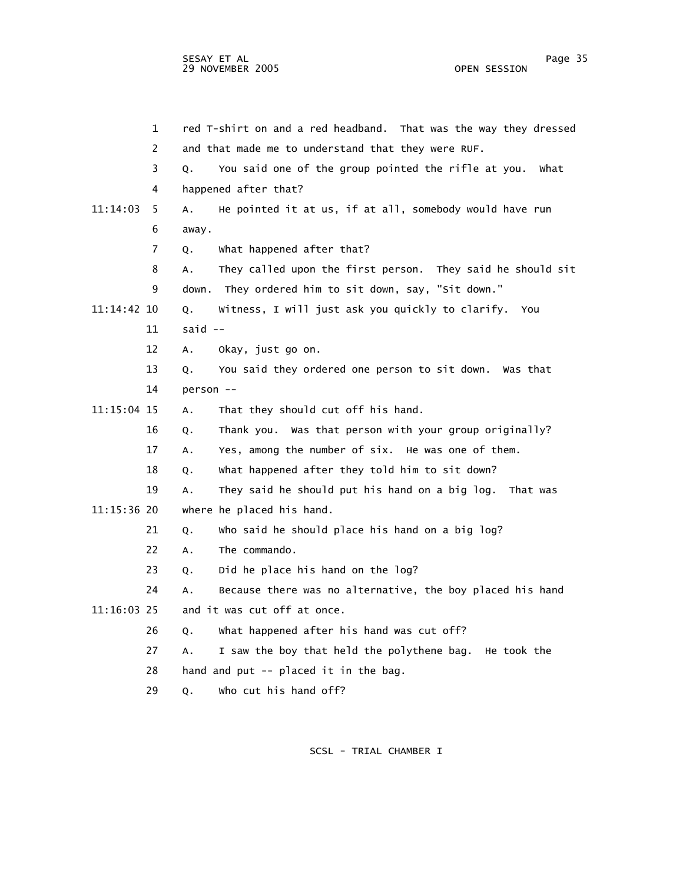red T-shirt on and a red headband. That was the way they dressed and that made me to understand that they were RUF.

Q. You said one of the group pointed the rifle at you. What happened after that?

A. He pointed it at us, if at all, somebody would have run away.

Q. What happened after that?

A. They called upon the first person. They said he should sit down. They ordered him to sit down, say, "Sit down."

Q. Witness, I will just ask you quickly to clarify. You said --

A. Okay, just go on.

Q. You said they ordered one person to sit down. Was that person --

A. That they should cut off his hand.

Q. Thank you. Was that person with your group originally?

A. Yes, among the number of six. He was one of them.

Q. What happened after they told him to sit down?

A. They said he should put his hand on a big log. That was where he placed his hand.

Q. Who said he should place his hand on a big log?

A. The commando.

Q. Did he place his hand on the log?

A. Because there was no alternative, the boy placed his hand and it was cut off at once.

Q. What happened after his hand was cut off?

A. I saw the boy that held the polythene bag. He took the hand and put -- placed it in the bag.

Q. Who cut his hand off?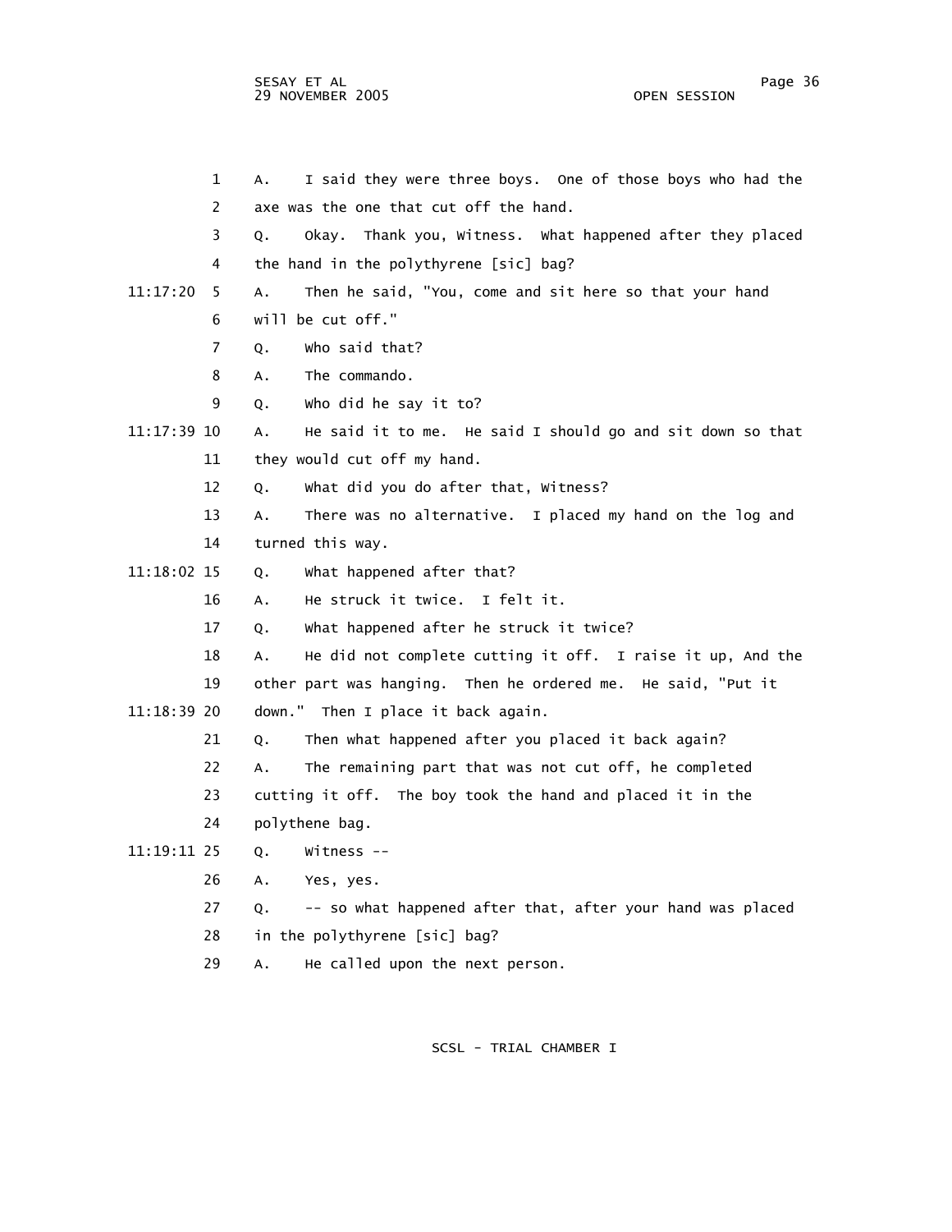1 A. I said they were three boys. One of those boys who had the
2 axe was the one that cut off the hand.
3 Q. Okay. Thank you, Witness. What happened after they placed
4 the hand in the polythyrene [sic] bag?
11:17:20 5 A. Then he said, "You, come and sit here so that your hand
6 will be cut off."
7 Q. Who said that?
8 A. The commando.
9 Q. Who did he say it to?
11:17:39 10 A. He said it to me. He said I should go and sit down so that
11 they would cut off my hand.
12 Q. What did you do after that, Witness?
13 A. There was no alternative. I placed my hand on the log and
14 turned this way.
11:18:02 15 Q. What happened after that?
16 A. He struck it twice. I felt it.
17 Q. What happened after he struck it twice?
18 A. He did not complete cutting it off. I raise it up, And the
19 other part was hanging. Then he ordered me. He said, "Put it
11:18:39 20 down." Then I place it back again.
21 Q. Then what happened after you placed it back again?
22 A. The remaining part that was not cut off, he completed
23 cutting it off. The boy took the hand and placed it in the
24 polythene bag.
11:19:11 25 Q. Witness --
26 A. Yes, yes.
27 Q. -- so what happened after that, after your hand was placed
28 in the polythyrene [sic] bag?
29 A. He called upon the next person.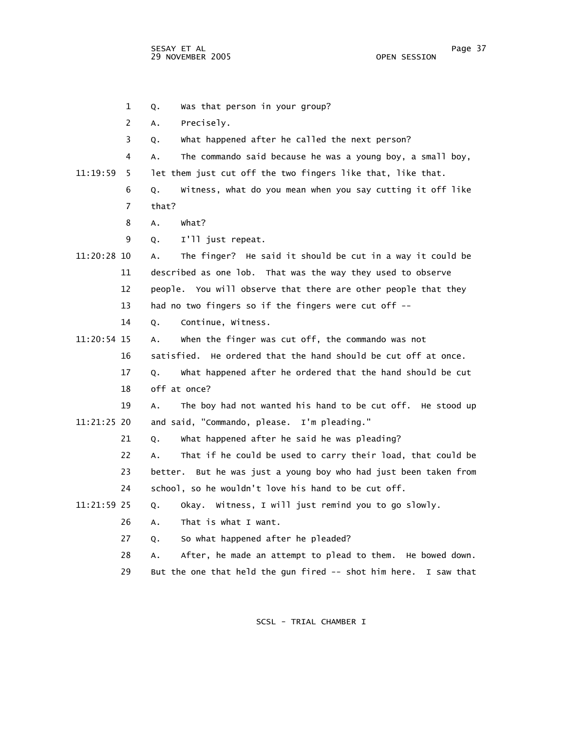1 Q. Was that person in your group?

2 A. Precisely.

3 Q. What happened after he called the next person?

4 A. The commando said because he was a young boy, a small boy,

11:19:59 5 let them just cut off the two fingers like that, like that.

6 Q. Witness, what do you mean when you say cutting it off like

7 that?

8 A. What?

9 Q. I'll just repeat.

11:20:28 10 A. The finger? He said it should be cut in a way it could be

11 described as one lob. That was the way they used to observe

12 people. You will observe that there are other people that they

13 had no two fingers so if the fingers were cut off --

14 Q. Continue, Witness.

11:20:54 15 A. When the finger was cut off, the commando was not

16 satisfied. He ordered that the hand should be cut off at once.

17 Q. What happened after he ordered that the hand should be cut

18 off at once?

19 A. The boy had not wanted his hand to be cut off. He stood up

11:21:25 20 and said, "Commando, please. I'm pleading."

21 Q. What happened after he said he was pleading?

22 A. That if he could be used to carry their load, that could be

23 better. But he was just a young boy who had just been taken from

24 school, so he wouldn't love his hand to be cut off.

11:21:59 25 Q. Okay. Witness, I will just remind you to go slowly.

26 A. That is what I want.

27 Q. So what happened after he pleaded?

28 A. After, he made an attempt to plead to them. He bowed down.

29 But the one that held the gun fired -- shot him here. I saw that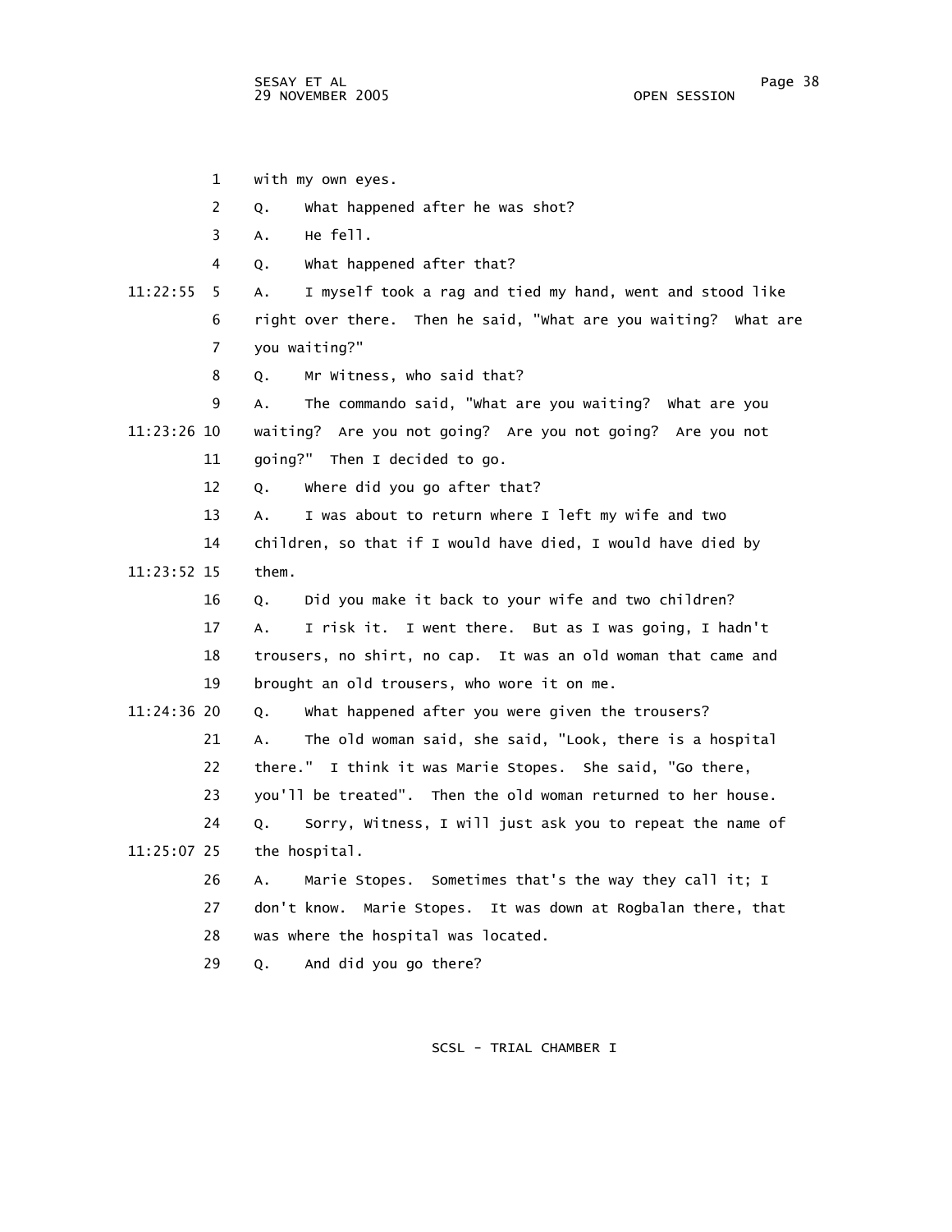1 with my own eyes.

2 Q. What happened after he was shot?

3 A. He fell.

4 Q. What happened after that?

11:22:55 5 A. I myself took a rag and tied my hand, went and stood like

6 right over there. Then he said, "What are you waiting? What are

7 you waiting?"

8 Q. Mr Witness, who said that?

9 A. The commando said, "What are you waiting? What are you

11:23:26 10 waiting? Are you not going? Are you not going? Are you not

11 going?" Then I decided to go.

12 Q. Where did you go after that?

13 A. I was about to return where I left my wife and two

14 children, so that if I would have died, I would have died by

11:23:52 15 them.

16 Q. Did you make it back to your wife and two children?

17 A. I risk it. I went there. But as I was going, I hadn't

18 trousers, no shirt, no cap. It was an old woman that came and

19 brought an old trousers, who wore it on me.

11:24:36 20 Q. What happened after you were given the trousers?

21 A. The old woman said, she said, "Look, there is a hospital

22 there." I think it was Marie Stopes. She said, "Go there,

23 you'll be treated". Then the old woman returned to her house.

24 Q. Sorry, Witness, I will just ask you to repeat the name of

11:25:07 25 the hospital.

26 A. Marie Stopes. Sometimes that's the way they call it; I

27 don't know. Marie Stopes. It was down at Rogbalan there, that

28 was where the hospital was located.

29 Q. And did you go there?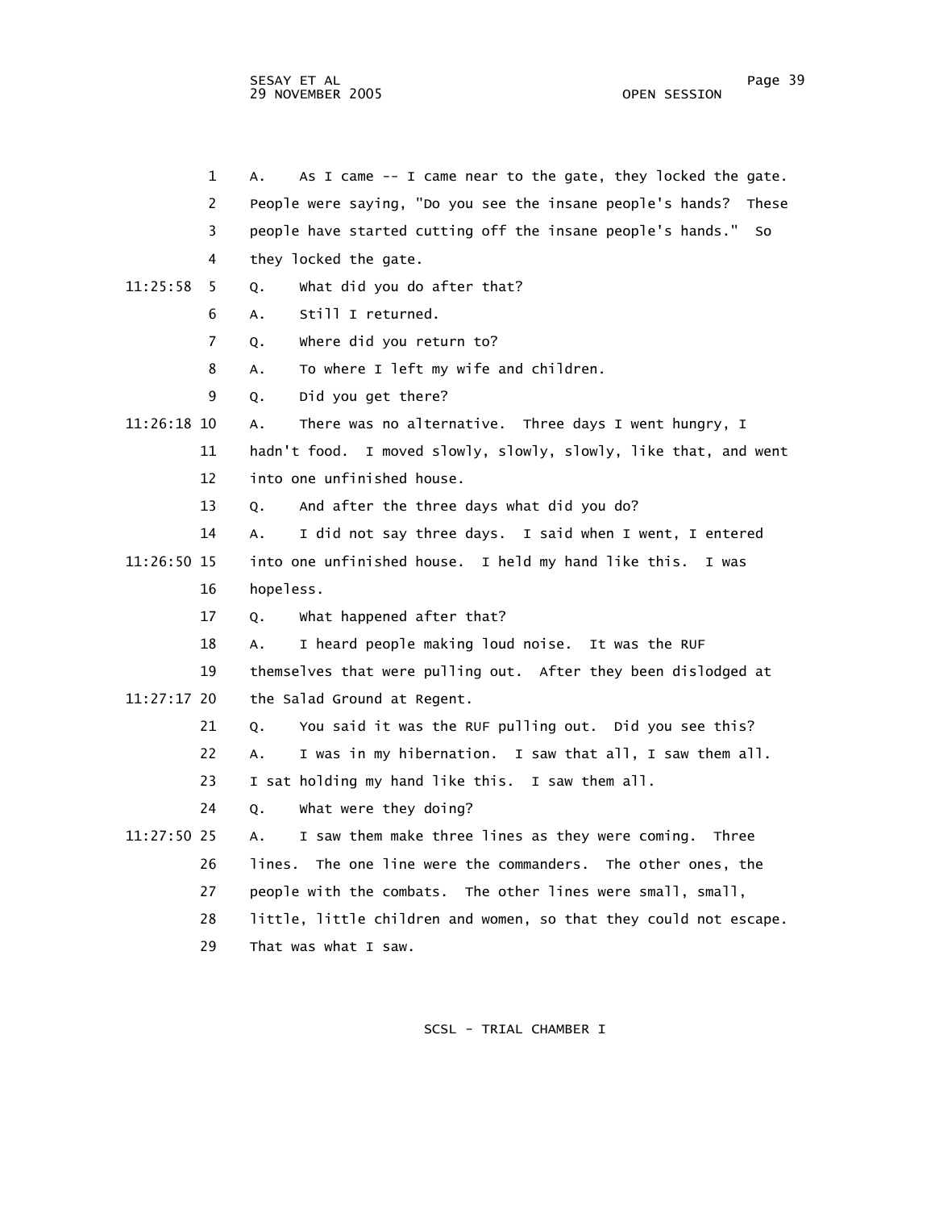A. As I came -- I came near to the gate, they locked the gate. People were saying, "Do you see the insane people's hands? These people have started cutting off the insane people's hands." So they locked the gate.

Q. What did you do after that?

A. Still I returned.

Q. Where did you return to?

A. To where I left my wife and children.

Q. Did you get there?

A. There was no alternative. Three days I went hungry, I hadn't food. I moved slowly, slowly, slowly, like that, and went into one unfinished house.

Q. And after the three days what did you do?

A. I did not say three days. I said when I went, I entered into one unfinished house. I held my hand like this. I was hopeless.

Q. What happened after that?

A. I heard people making loud noise. It was the RUF themselves that were pulling out. After they been dislodged at the Salad Ground at Regent.

Q. You said it was the RUF pulling out. Did you see this?

A. I was in my hibernation. I saw that all, I saw them all. I sat holding my hand like this. I saw them all.

Q. What were they doing?

A. I saw them make three lines as they were coming. Three lines. The one line were the commanders. The other ones, the people with the combats. The other lines were small, small, little, little children and women, so that they could not escape. That was what I saw.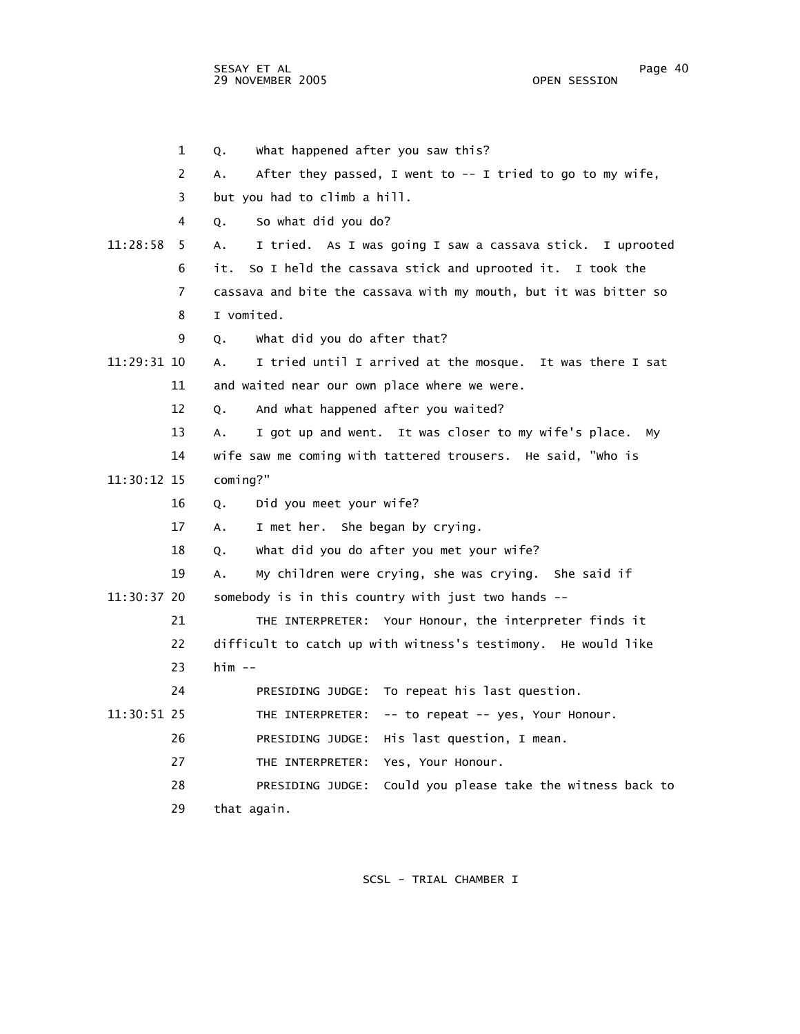Q. What happened after you saw this?

A. After they passed, I went to -- I tried to go to my wife, but you had to climb a hill.

Q. So what did you do?

A. I tried. As I was going I saw a cassava stick. I uprooted it. So I held the cassava stick and uprooted it. I took the cassava and bite the cassava with my mouth, but it was bitter so I vomited.

Q. What did you do after that?

A. I tried until I arrived at the mosque. It was there I sat and waited near our own place where we were.

Q. And what happened after you waited?

A. I got up and went. It was closer to my wife's place. My wife saw me coming with tattered trousers. He said, "Who is coming?"

Q. Did you meet your wife?

A. I met her. She began by crying.

Q. What did you do after you met your wife?

A. My children were crying, she was crying. She said if somebody is in this country with just two hands --

THE INTERPRETER: Your Honour, the interpreter finds it difficult to catch up with witness's testimony. He would like him --

PRESIDING JUDGE: To repeat his last question.

THE INTERPRETER: -- to repeat -- yes, Your Honour.

PRESIDING JUDGE: His last question, I mean.

THE INTERPRETER: Yes, Your Honour.

PRESIDING JUDGE: Could you please take the witness back to that again.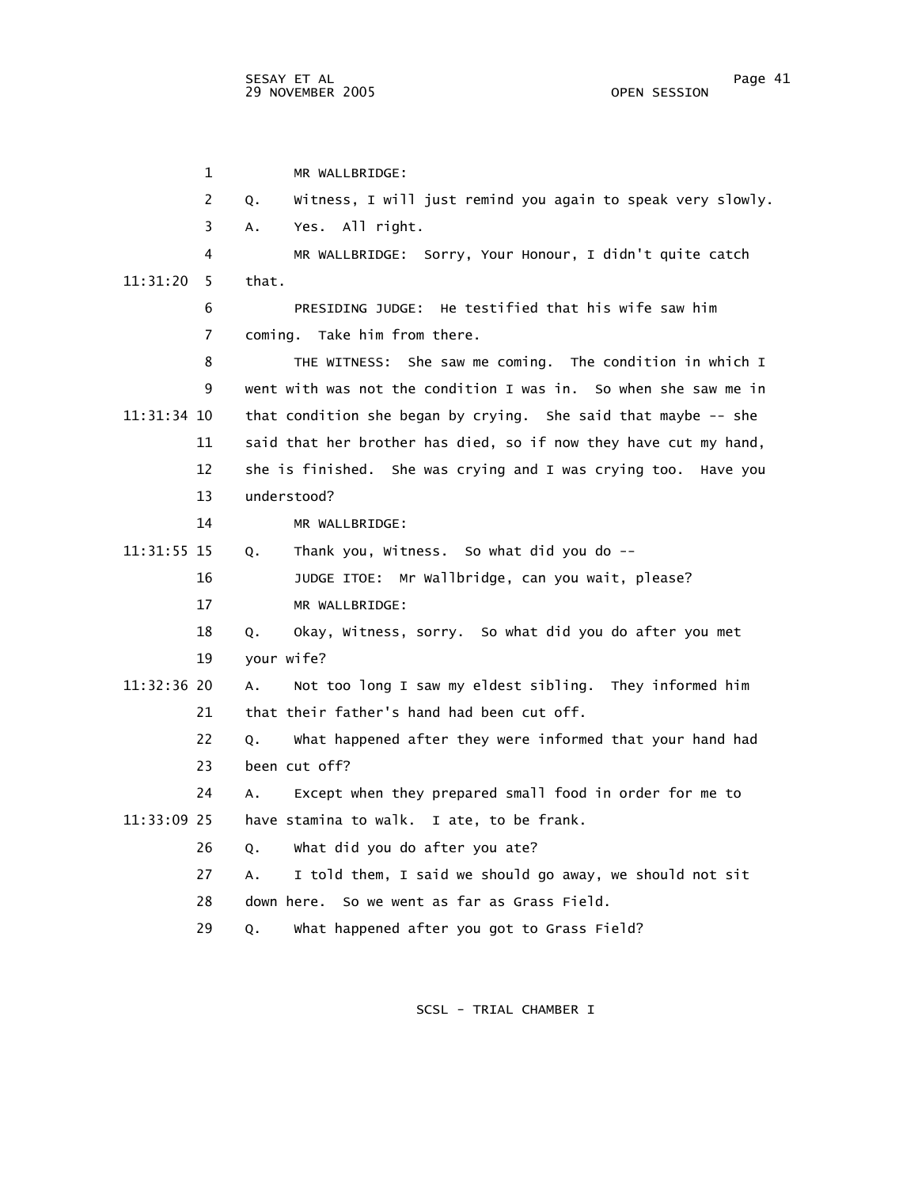MR WALLBRIDGE:

Q. Witness, I will just remind you again to speak very slowly.

A. Yes. All right.

MR WALLBRIDGE: Sorry, Your Honour, I didn't quite catch that.

PRESIDING JUDGE: He testified that his wife saw him coming. Take him from there.

THE WITNESS: She saw me coming. The condition in which I went with was not the condition I was in. So when she saw me in that condition she began by crying. She said that maybe -- she said that her brother has died, so if now they have cut my hand, she is finished. She was crying and I was crying too. Have you understood?

MR WALLBRIDGE:

Q. Thank you, Witness. So what did you do --

JUDGE ITOE: Mr Wallbridge, can you wait, please?

MR WALLBRIDGE:

Q. Okay, Witness, sorry. So what did you do after you met your wife?

A. Not too long I saw my eldest sibling. They informed him that their father's hand had been cut off.

Q. What happened after they were informed that your hand had been cut off?

A. Except when they prepared small food in order for me to have stamina to walk. I ate, to be frank.

Q. What did you do after you ate?

A. I told them, I said we should go away, we should not sit down here. So we went as far as Grass Field.

Q. What happened after you got to Grass Field?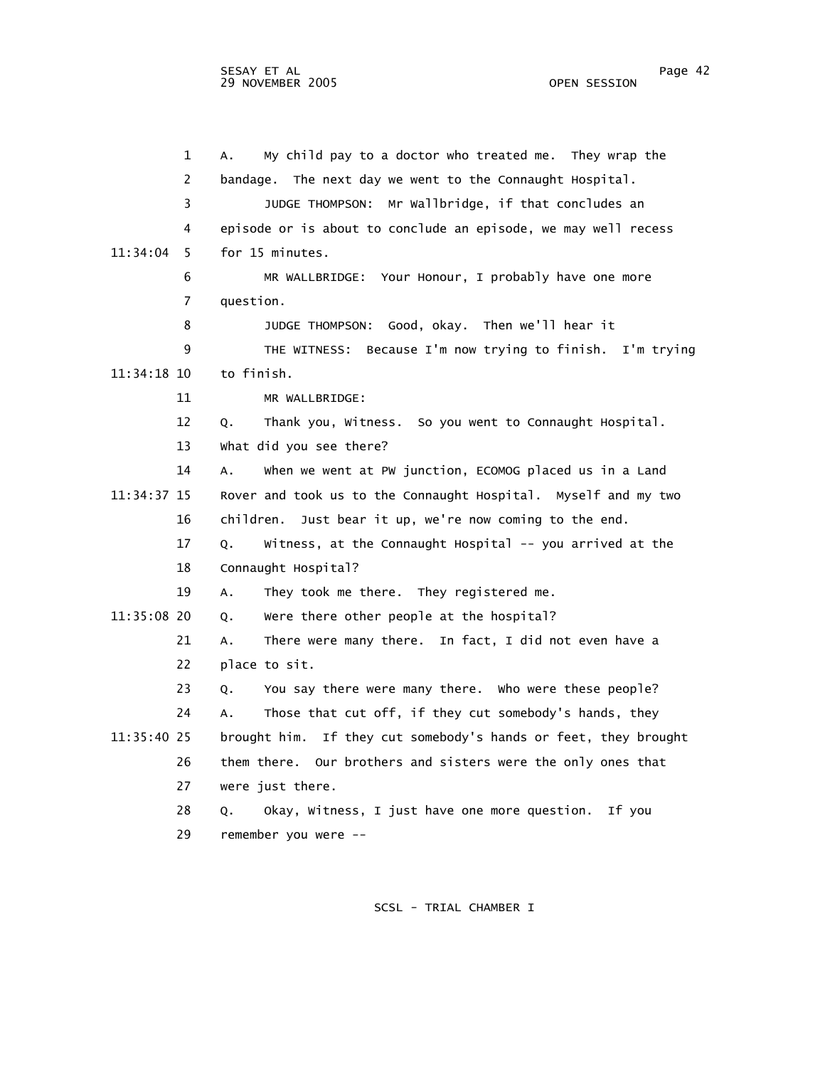A. My child pay to a doctor who treated me. They wrap the bandage. The next day we went to the Connaught Hospital.

JUDGE THOMPSON: Mr Wallbridge, if that concludes an episode or is about to conclude an episode, we may well recess for 15 minutes.

MR WALLBRIDGE: Your Honour, I probably have one more question.

JUDGE THOMPSON: Good, okay. Then we'll hear it

THE WITNESS: Because I'm now trying to finish. I'm trying to finish.

MR WALLBRIDGE:

Q. Thank you, Witness. So you went to Connaught Hospital. What did you see there?

A. When we went at PW junction, ECOMOG placed us in a Land Rover and took us to the Connaught Hospital. Myself and my two children. Just bear it up, we're now coming to the end.

Q. Witness, at the Connaught Hospital -- you arrived at the Connaught Hospital?

A. They took me there. They registered me.

Q. Were there other people at the hospital?

A. There were many there. In fact, I did not even have a place to sit.

Q. You say there were many there. Who were these people?

A. Those that cut off, if they cut somebody's hands, they brought him. If they cut somebody's hands or feet, they brought them there. Our brothers and sisters were the only ones that were just there.

Q. Okay, Witness, I just have one more question. If you remember you were --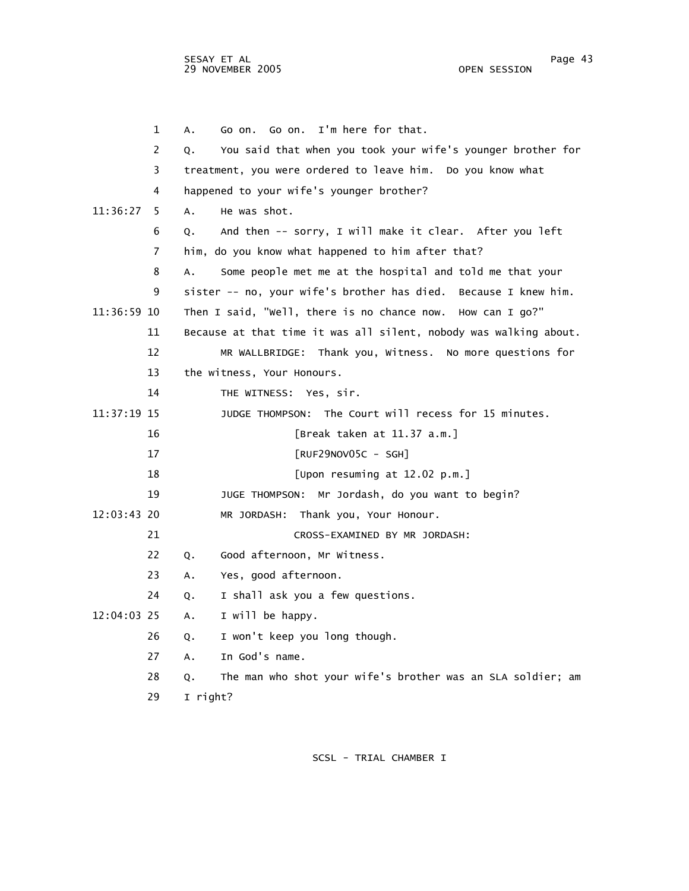A. Go on. Go on. I'm here for that.

Q. You said that when you took your wife's younger brother for treatment, you were ordered to leave him. Do you know what happened to your wife's younger brother?

A. He was shot.

Q. And then -- sorry, I will make it clear. After you left him, do you know what happened to him after that?

A. Some people met me at the hospital and told me that your sister -- no, your wife's brother has died. Because I knew him. Then I said, "Well, there is no chance now. How can I go?" Because at that time it was all silent, nobody was walking about.

MR WALLBRIDGE: Thank you, Witness. No more questions for the witness, Your Honours.

THE WITNESS: Yes, sir.

JUDGE THOMPSON: The Court will recess for 15 minutes.

[Break taken at 11.37 a.m.]

[RUF29NOV05C - SGH]

[Upon resuming at 12.02 p.m.]

JUGE THOMPSON: Mr Jordash, do you want to begin?

MR JORDASH: Thank you, Your Honour.

CROSS-EXAMINED BY MR JORDASH:

Q. Good afternoon, Mr Witness.

A. Yes, good afternoon.

Q. I shall ask you a few questions.

A. I will be happy.

Q. I won't keep you long though.

A. In God's name.

Q. The man who shot your wife's brother was an SLA soldier; am I right?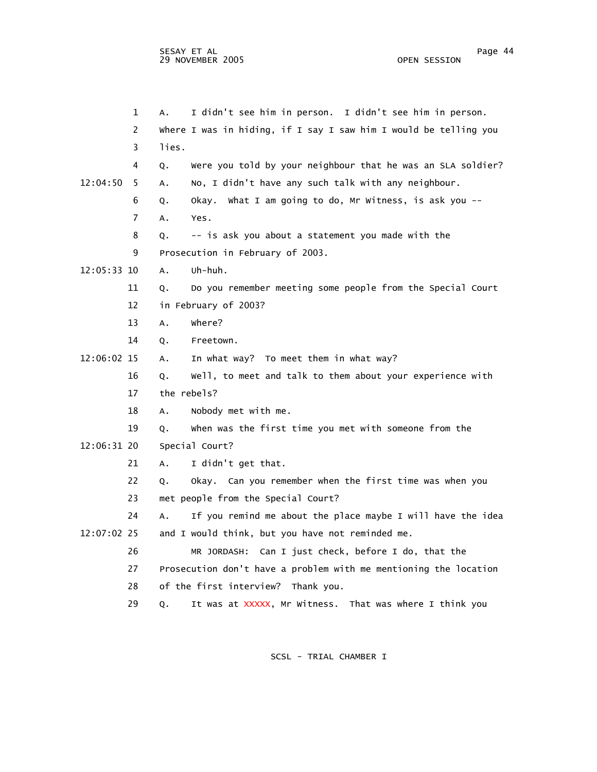1 A. I didn't see him in person. I didn't see him in person.
2 Where I was in hiding, if I say I saw him I would be telling you
3 lies.
4 Q. Were you told by your neighbour that he was an SLA soldier?
12:04:50 5 A. No, I didn't have any such talk with any neighbour.
6 Q. Okay. What I am going to do, Mr Witness, is ask you --
7 A. Yes.
8 Q. -- is ask you about a statement you made with the
9 Prosecution in February of 2003.
12:05:33 10 A. Uh-huh.
11 Q. Do you remember meeting some people from the Special Court
12 in February of 2003?
13 A. Where?
14 Q. Freetown.
12:06:02 15 A. In what way? To meet them in what way?
16 Q. Well, to meet and talk to them about your experience with
17 the rebels?
18 A. Nobody met with me.
19 Q. When was the first time you met with someone from the
12:06:31 20 Special Court?
21 A. I didn't get that.
22 Q. Okay. Can you remember when the first time was when you
23 met people from the Special Court?
24 A. If you remind me about the place maybe I will have the idea
12:07:02 25 and I would think, but you have not reminded me.
26 MR JORDASH: Can I just check, before I do, that the
27 Prosecution don't have a problem with me mentioning the location
28 of the first interview? Thank you.
29 Q. It was at XXXXX, Mr Witness. That was where I think you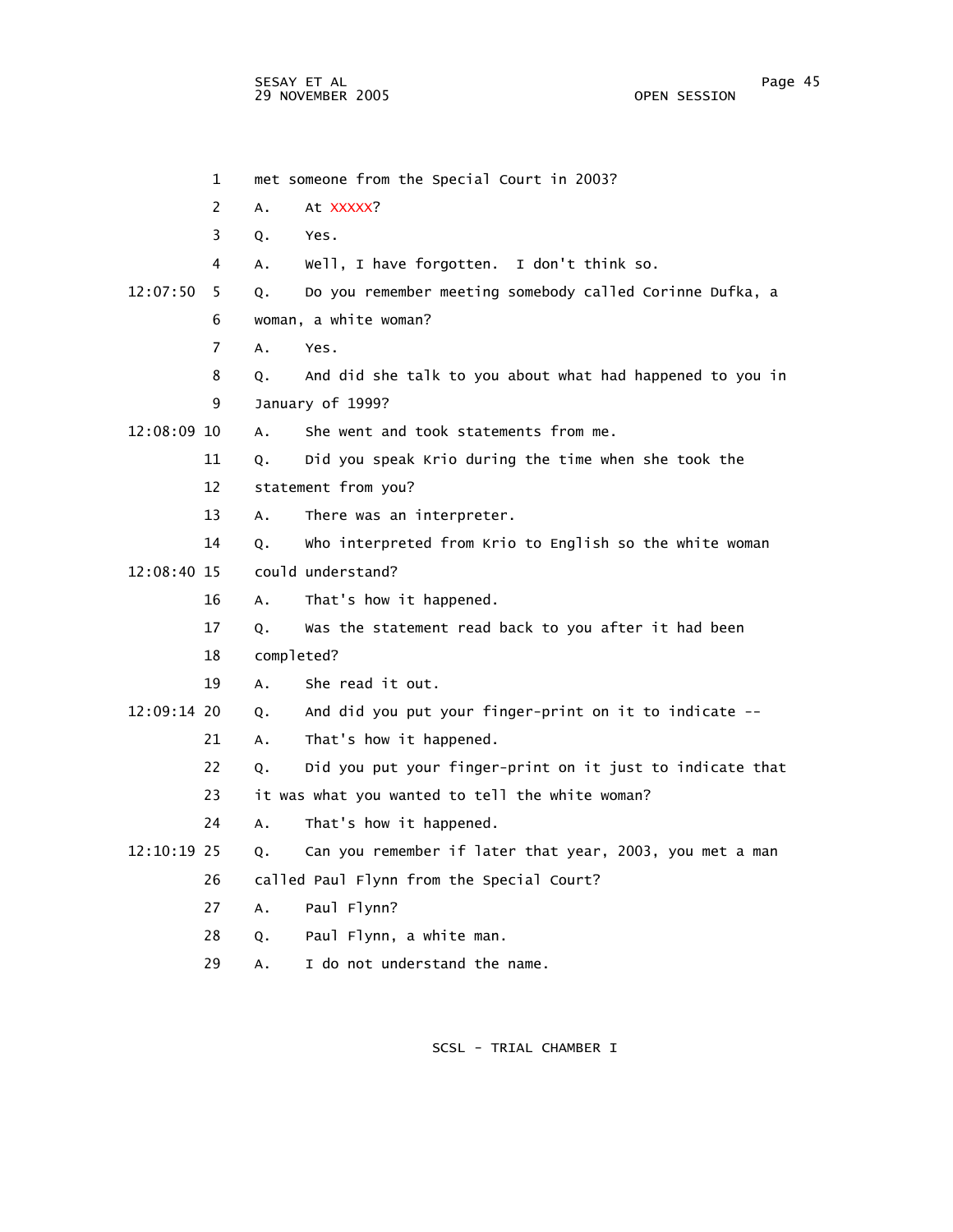1 met someone from the Special Court in 2003?

2 A. At XXXXX?

3 Q. Yes.

4 A. Well, I have forgotten. I don't think so.

12:07:50 5 Q. Do you remember meeting somebody called Corinne Dufka, a

6 woman, a white woman?

7 A. Yes.

8 Q. And did she talk to you about what had happened to you in

9 January of 1999?

12:08:09 10 A. She went and took statements from me.

11 Q. Did you speak Krio during the time when she took the

12 statement from you?

13 A. There was an interpreter.

14 Q. Who interpreted from Krio to English so the white woman

12:08:40 15 could understand?

16 A. That's how it happened.

17 Q. Was the statement read back to you after it had been

18 completed?

19 A. She read it out.

12:09:14 20 Q. And did you put your finger-print on it to indicate --

21 A. That's how it happened.

22 Q. Did you put your finger-print on it just to indicate that

23 it was what you wanted to tell the white woman?

24 A. That's how it happened.

12:10:19 25 Q. Can you remember if later that year, 2003, you met a man

26 called Paul Flynn from the Special Court?

27 A. Paul Flynn?

28 Q. Paul Flynn, a white man.

29 A. I do not understand the name.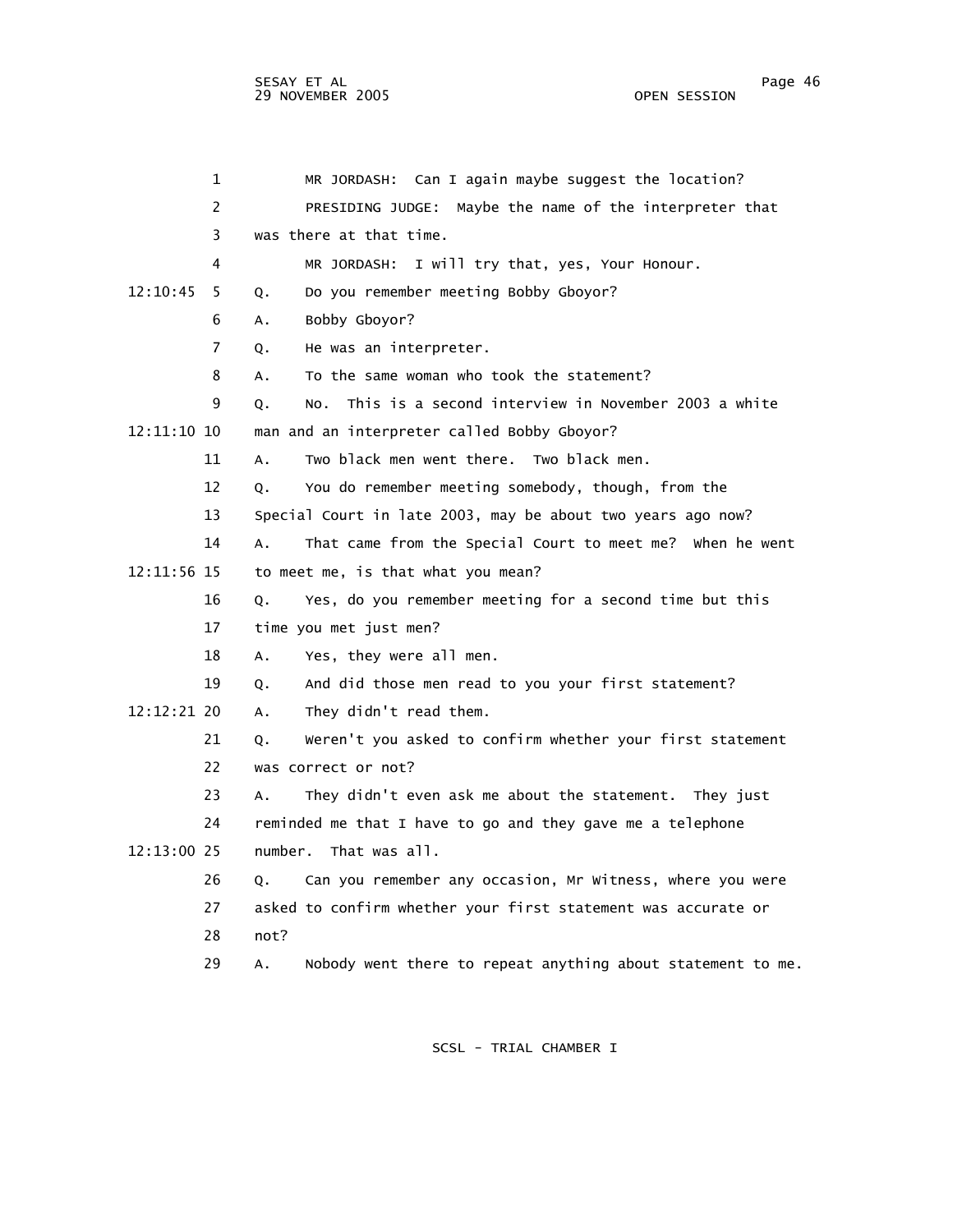1 MR JORDASH: Can I again maybe suggest the location?

2 PRESIDING JUDGE: Maybe the name of the interpreter that

3 was there at that time.

4 MR JORDASH: I will try that, yes, Your Honour.

12:10:45 5 Q. Do you remember meeting Bobby Gboyor?

6 A. Bobby Gboyor?

7 Q. He was an interpreter.

8 A. To the same woman who took the statement?

9 Q. No. This is a second interview in November 2003 a white

12:11:10 10 man and an interpreter called Bobby Gboyor?

11 A. Two black men went there. Two black men.

12 Q. You do remember meeting somebody, though, from the

13 Special Court in late 2003, may be about two years ago now?

14 A. That came from the Special Court to meet me? When he went

12:11:56 15 to meet me, is that what you mean?

16 Q. Yes, do you remember meeting for a second time but this

17 time you met just men?

18 A. Yes, they were all men.

19 Q. And did those men read to you your first statement?

12:12:21 20 A. They didn't read them.

21 Q. Weren't you asked to confirm whether your first statement

22 was correct or not?

23 A. They didn't even ask me about the statement. They just

24 reminded me that I have to go and they gave me a telephone

12:13:00 25 number. That was all.

26 Q. Can you remember any occasion, Mr Witness, where you were

27 asked to confirm whether your first statement was accurate or

28 not?

29 A. Nobody went there to repeat anything about statement to me.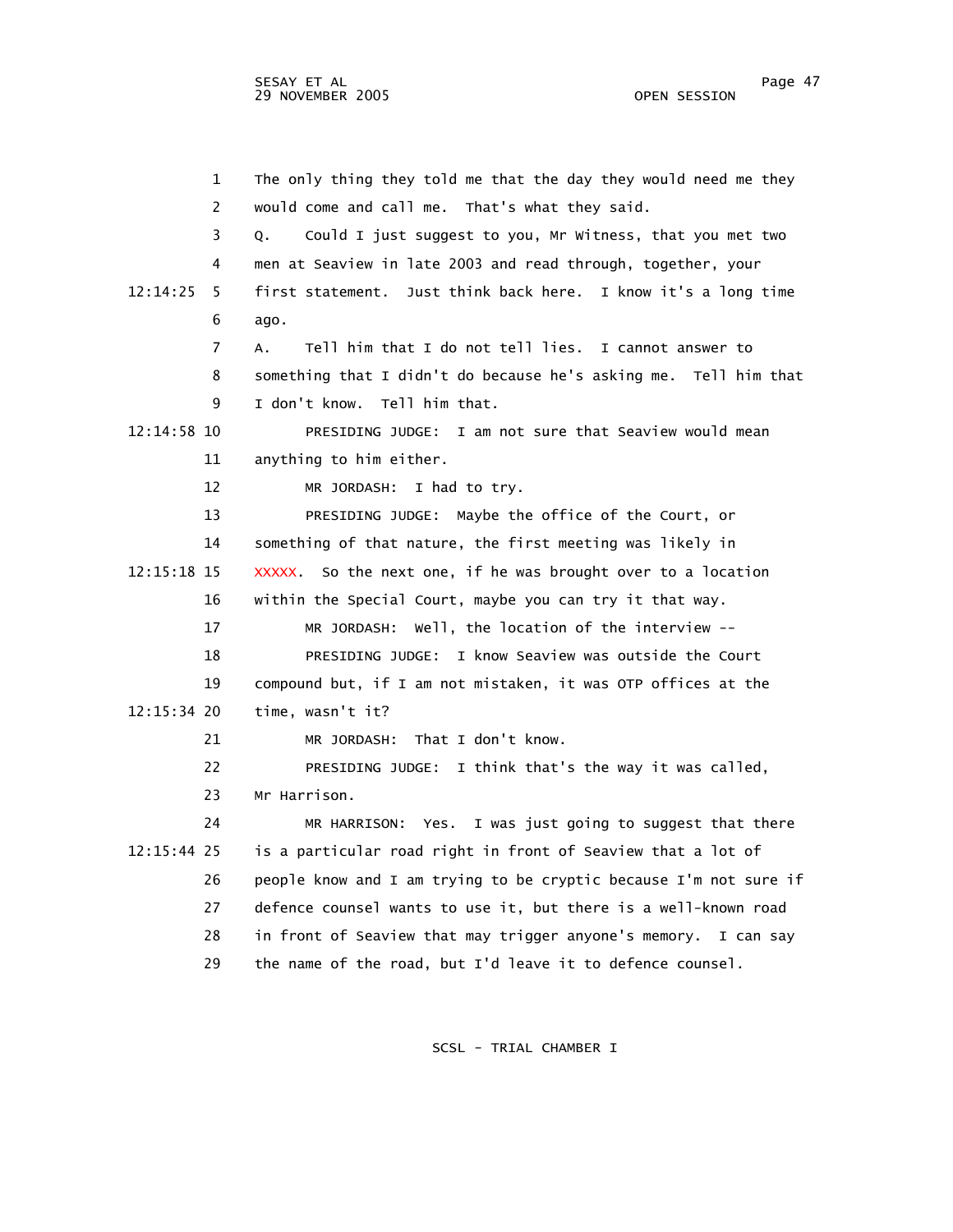1 The only thing they told me that the day they would need me they

2 would come and call me. That's what they said.

3 Q. Could I just suggest to you, Mr Witness, that you met two

4 men at Seaview in late 2003 and read through, together, your

12:14:25 5 first statement. Just think back here. I know it's a long time

6 ago.

7 A. Tell him that I do not tell lies. I cannot answer to

8 something that I didn't do because he's asking me. Tell him that

9 I don't know. Tell him that.

12:14:58 10 PRESIDING JUDGE: I am not sure that Seaview would mean

11 anything to him either.

12 MR JORDASH: I had to try.

13 PRESIDING JUDGE: Maybe the office of the Court, or

14 something of that nature, the first meeting was likely in

12:15:18 15 XXXXX. So the next one, if he was brought over to a location

16 within the Special Court, maybe you can try it that way.

17 MR JORDASH: Well, the location of the interview --

18 PRESIDING JUDGE: I know Seaview was outside the Court

19 compound but, if I am not mistaken, it was OTP offices at the

12:15:34 20 time, wasn't it?

21 MR JORDASH: That I don't know.

22 PRESIDING JUDGE: I think that's the way it was called,

23 Mr Harrison.

24 MR HARRISON: Yes. I was just going to suggest that there

12:15:44 25 is a particular road right in front of Seaview that a lot of

26 people know and I am trying to be cryptic because I'm not sure if

27 defence counsel wants to use it, but there is a well-known road

28 in front of Seaview that may trigger anyone's memory. I can say

29 the name of the road, but I'd leave it to defence counsel.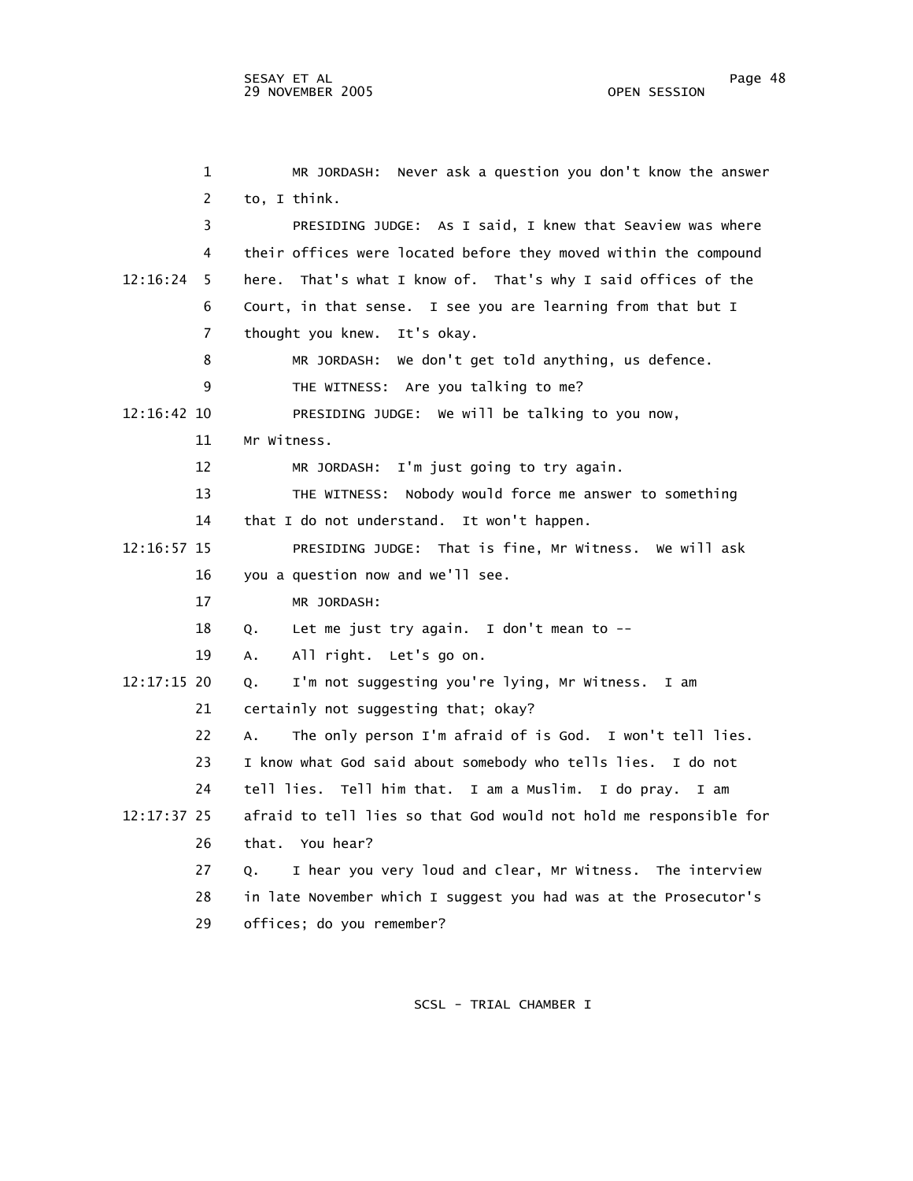MR JORDASH: Never ask a question you don't know the answer to, I think.

PRESIDING JUDGE: As I said, I knew that Seaview was where their offices were located before they moved within the compound here. That's what I know of. That's why I said offices of the Court, in that sense. I see you are learning from that but I thought you knew. It's okay.

MR JORDASH: We don't get told anything, us defence.

THE WITNESS: Are you talking to me?

PRESIDING JUDGE: We will be talking to you now, Mr Witness.

MR JORDASH: I'm just going to try again.

THE WITNESS: Nobody would force me answer to something that I do not understand. It won't happen.

PRESIDING JUDGE: That is fine, Mr Witness. We will ask you a question now and we'll see.

MR JORDASH:

Q. Let me just try again. I don't mean to --

A. All right. Let's go on.

Q. I'm not suggesting you're lying, Mr Witness. I am certainly not suggesting that; okay?

A. The only person I'm afraid of is God. I won't tell lies. I know what God said about somebody who tells lies. I do not tell lies. Tell him that. I am a Muslim. I do pray. I am afraid to tell lies so that God would not hold me responsible for that. You hear?

Q. I hear you very loud and clear, Mr Witness. The interview in late November which I suggest you had was at the Prosecutor's offices; do you remember?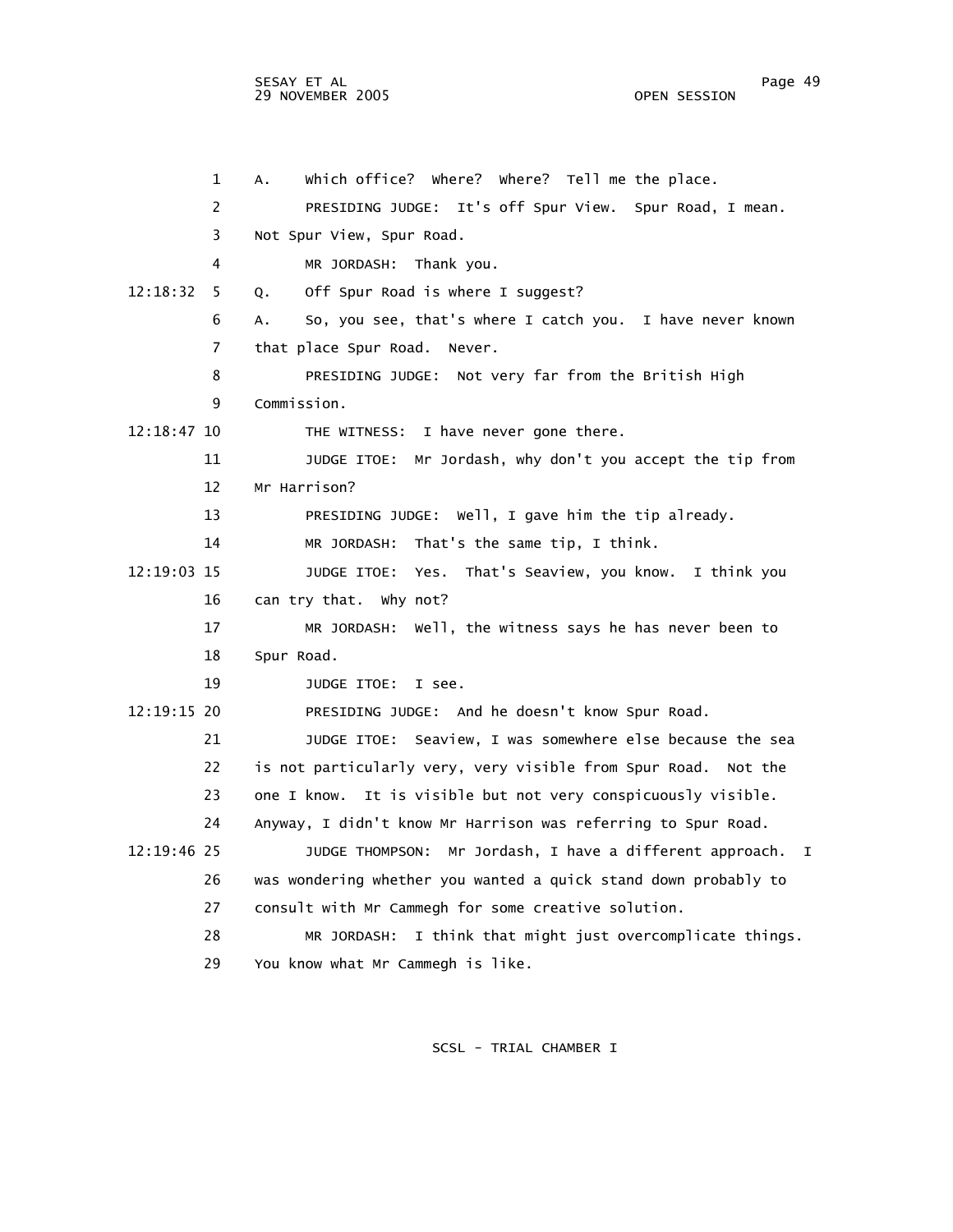A. Which office? Where? Where? Tell me the place.

PRESIDING JUDGE: It's off Spur View. Spur Road, I mean. Not Spur View, Spur Road.

MR JORDASH: Thank you.

Q. Off Spur Road is where I suggest?

A. So, you see, that's where I catch you. I have never known that place Spur Road. Never.

PRESIDING JUDGE: Not very far from the British High Commission.

THE WITNESS: I have never gone there.

JUDGE ITOE: Mr Jordash, why don't you accept the tip from Mr Harrison?

PRESIDING JUDGE: Well, I gave him the tip already.

MR JORDASH: That's the same tip, I think.

JUDGE ITOE: Yes. That's Seaview, you know. I think you can try that. Why not?

MR JORDASH: Well, the witness says he has never been to Spur Road.

JUDGE ITOE: I see.

PRESIDING JUDGE: And he doesn't know Spur Road.

JUDGE ITOE: Seaview, I was somewhere else because the sea is not particularly very, very visible from Spur Road. Not the one I know. It is visible but not very conspicuously visible. Anyway, I didn't know Mr Harrison was referring to Spur Road.

JUDGE THOMPSON: Mr Jordash, I have a different approach. I was wondering whether you wanted a quick stand down probably to consult with Mr Cammegh for some creative solution.

MR JORDASH: I think that might just overcomplicate things. You know what Mr Cammegh is like.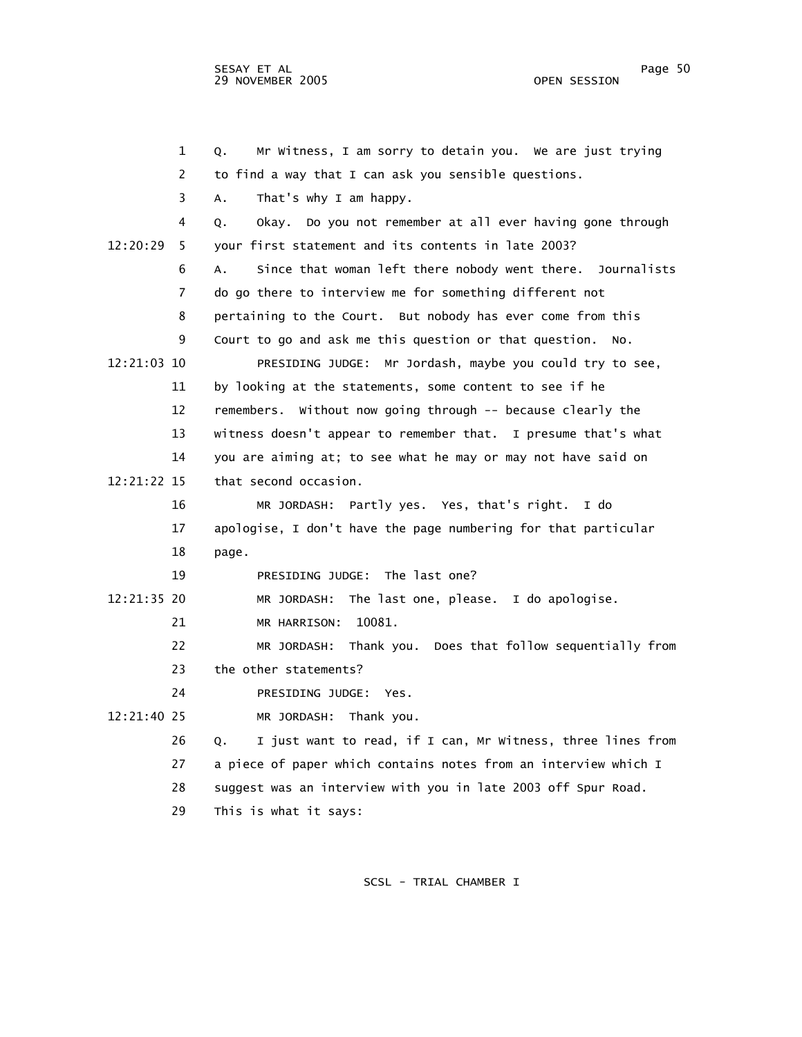1 Q. Mr Witness, I am sorry to detain you. We are just trying
2 to find a way that I can ask you sensible questions.
3 A. That's why I am happy.
4 Q. Okay. Do you not remember at all ever having gone through
12:20:29 5 your first statement and its contents in late 2003?
6 A. Since that woman left there nobody went there. Journalists
7 do go there to interview me for something different not
8 pertaining to the Court. But nobody has ever come from this
9 Court to go and ask me this question or that question. No.
12:21:03 10 PRESIDING JUDGE: Mr Jordash, maybe you could try to see,
11 by looking at the statements, some content to see if he
12 remembers. Without now going through -- because clearly the
13 witness doesn't appear to remember that. I presume that's what
14 you are aiming at; to see what he may or may not have said on
12:21:22 15 that second occasion.
16 MR JORDASH: Partly yes. Yes, that's right. I do
17 apologise, I don't have the page numbering for that particular
18 page.
19 PRESIDING JUDGE: The last one?
12:21:35 20 MR JORDASH: The last one, please. I do apologise.
21 MR HARRISON: 10081.
22 MR JORDASH: Thank you. Does that follow sequentially from
23 the other statements?
24 PRESIDING JUDGE: Yes.
12:21:40 25 MR JORDASH: Thank you.
26 Q. I just want to read, if I can, Mr Witness, three lines from
27 a piece of paper which contains notes from an interview which I
28 suggest was an interview with you in late 2003 off Spur Road.
29 This is what it says: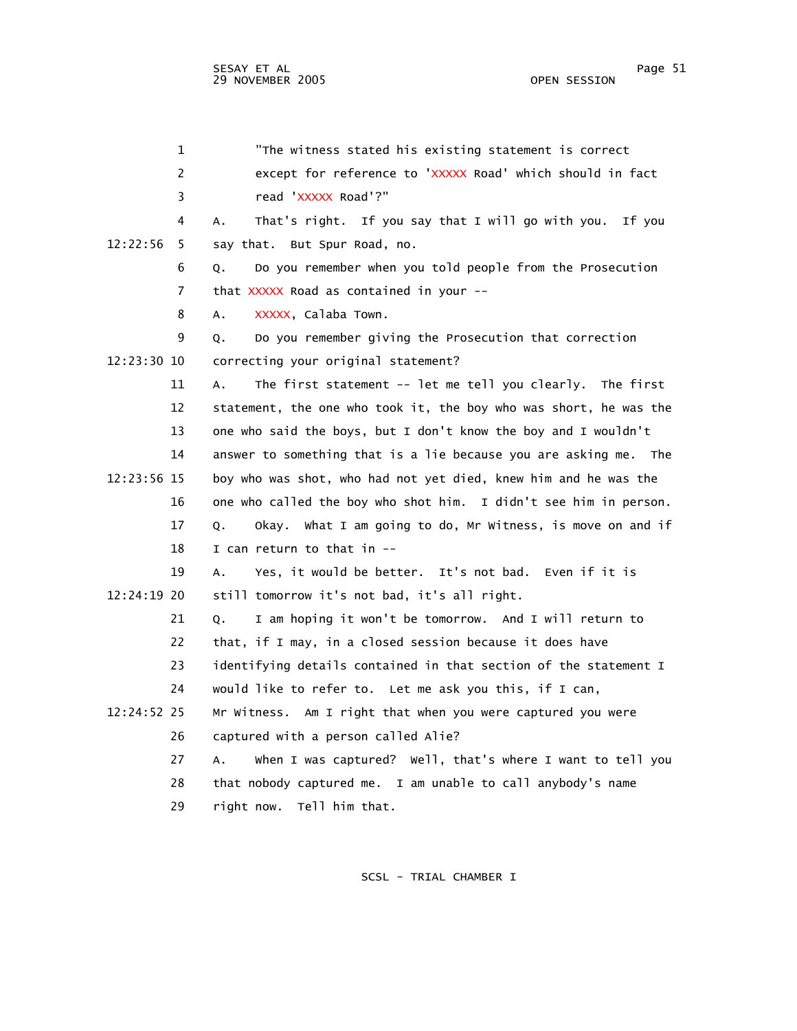1 "The witness stated his existing statement is correct

2 except for reference to 'XXXXX Road' which should in fact

3 read 'XXXXX Road'?"

4 A. That's right. If you say that I will go with you. If you

12:22:56 5 say that. But Spur Road, no.

6 Q. Do you remember when you told people from the Prosecution

7 that XXXXX Road as contained in your --

8 A. XXXXX, Calaba Town.

9 Q. Do you remember giving the Prosecution that correction

12:23:30 10 correcting your original statement?

11 A. The first statement -- let me tell you clearly. The first

12 statement, the one who took it, the boy who was short, he was the

13 one who said the boys, but I don't know the boy and I wouldn't

14 answer to something that is a lie because you are asking me. The

12:23:56 15 boy who was shot, who had not yet died, knew him and he was the

16 one who called the boy who shot him. I didn't see him in person.

17 Q. Okay. What I am going to do, Mr Witness, is move on and if

18 I can return to that in --

19 A. Yes, it would be better. It's not bad. Even if it is

12:24:19 20 still tomorrow it's not bad, it's all right.

21 Q. I am hoping it won't be tomorrow. And I will return to

22 that, if I may, in a closed session because it does have

23 identifying details contained in that section of the statement I

24 would like to refer to. Let me ask you this, if I can,

12:24:52 25 Mr Witness. Am I right that when you were captured you were

26 captured with a person called Alie?

27 A. When I was captured? Well, that's where I want to tell you

28 that nobody captured me. I am unable to call anybody's name

29 right now. Tell him that.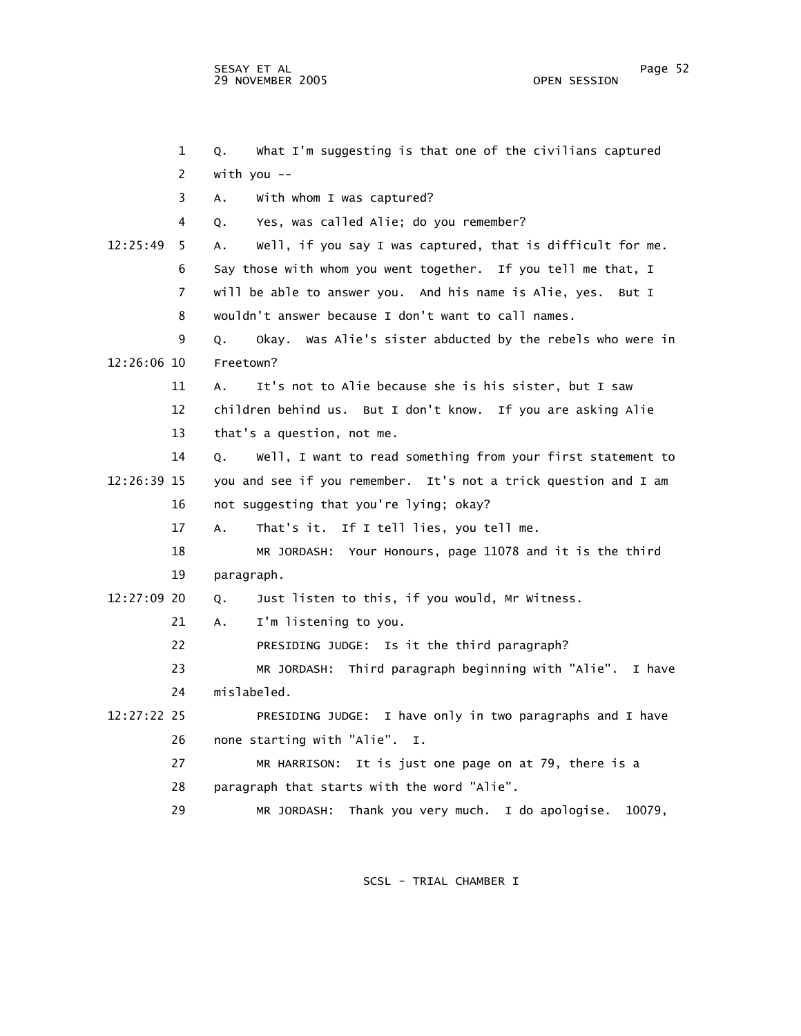1 Q. What I'm suggesting is that one of the civilians captured

2 with you --

3 A. With whom I was captured?

4 Q. Yes, was called Alie; do you remember?

12:25:49 5 A. Well, if you say I was captured, that is difficult for me.

6 Say those with whom you went together. If you tell me that, I

7 will be able to answer you. And his name is Alie, yes. But I

8 wouldn't answer because I don't want to call names.

9 Q. Okay. Was Alie's sister abducted by the rebels who were in

12:26:06 10 Freetown?

11 A. It's not to Alie because she is his sister, but I saw

12 children behind us. But I don't know. If you are asking Alie

13 that's a question, not me.

14 Q. Well, I want to read something from your first statement to

12:26:39 15 you and see if you remember. It's not a trick question and I am

16 not suggesting that you're lying; okay?

17 A. That's it. If I tell lies, you tell me.

18 MR JORDASH: Your Honours, page 11078 and it is the third

19 paragraph.

12:27:09 20 Q. Just listen to this, if you would, Mr Witness.

21 A. I'm listening to you.

22 PRESIDING JUDGE: Is it the third paragraph?

23 MR JORDASH: Third paragraph beginning with "Alie". I have

24 mislabeled.

12:27:22 25 PRESIDING JUDGE: I have only in two paragraphs and I have

26 none starting with "Alie". I.

27 MR HARRISON: It is just one page on at 79, there is a

28 paragraph that starts with the word "Alie".

29 MR JORDASH: Thank you very much. I do apologise. 10079,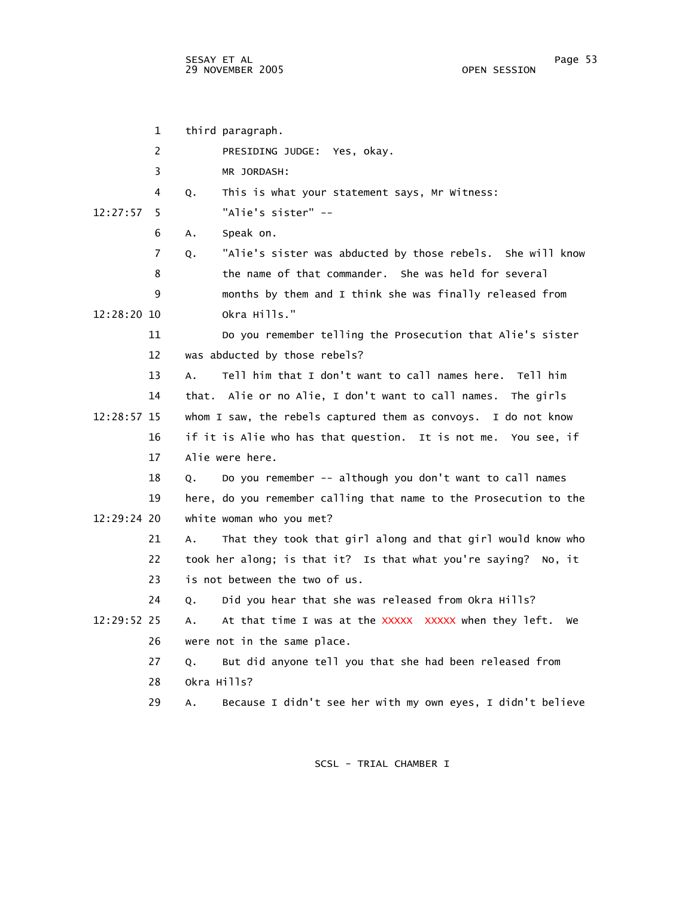1 third paragraph.

2 PRESIDING JUDGE: Yes, okay.

3 MR JORDASH:

4 Q. This is what your statement says, Mr Witness:

12:27:57 5 "Alie's sister" --

6 A. Speak on.

7 Q. "Alie's sister was abducted by those rebels. She will know

8 the name of that commander. She was held for several

9 months by them and I think she was finally released from

12:28:20 10 Okra Hills."

11 Do you remember telling the Prosecution that Alie's sister

12 was abducted by those rebels?

13 A. Tell him that I don't want to call names here. Tell him

14 that. Alie or no Alie, I don't want to call names. The girls

12:28:57 15 whom I saw, the rebels captured them as convoys. I do not know

16 if it is Alie who has that question. It is not me. You see, if

17 Alie were here.

18 Q. Do you remember -- although you don't want to call names

19 here, do you remember calling that name to the Prosecution to the

12:29:24 20 white woman who you met?

21 A. That they took that girl along and that girl would know who

22 took her along; is that it? Is that what you're saying? No, it

23 is not between the two of us.

24 Q. Did you hear that she was released from Okra Hills?

12:29:52 25 A. At that time I was at the XXXXX XXXXX when they left. We

26 were not in the same place.

27 Q. But did anyone tell you that she had been released from

28 Okra Hills?

29 A. Because I didn't see her with my own eyes, I didn't believe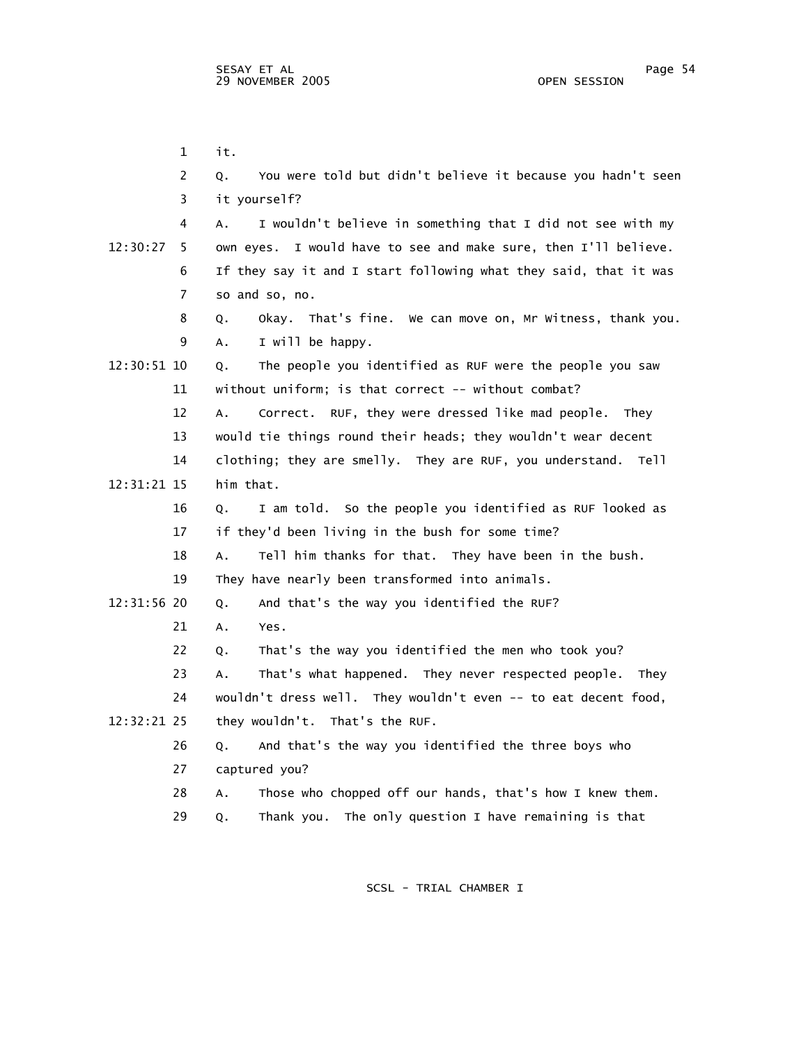it.

Q. You were told but didn't believe it because you hadn't seen it yourself?

A. I wouldn't believe in something that I did not see with my own eyes. I would have to see and make sure, then I'll believe. If they say it and I start following what they said, that it was so and so, no.

Q. Okay. That's fine. We can move on, Mr Witness, thank you.

A. I will be happy.

Q. The people you identified as RUF were the people you saw without uniform; is that correct -- without combat?

A. Correct. RUF, they were dressed like mad people. They would tie things round their heads; they wouldn't wear decent clothing; they are smelly. They are RUF, you understand. Tell him that.

Q. I am told. So the people you identified as RUF looked as if they'd been living in the bush for some time?

A. Tell him thanks for that. They have been in the bush. They have nearly been transformed into animals.

Q. And that's the way you identified the RUF?

A. Yes.

Q. That's the way you identified the men who took you?

A. That's what happened. They never respected people. They wouldn't dress well. They wouldn't even -- to eat decent food, they wouldn't. That's the RUF.

Q. And that's the way you identified the three boys who captured you?

A. Those who chopped off our hands, that's how I knew them.

Q. Thank you. The only question I have remaining is that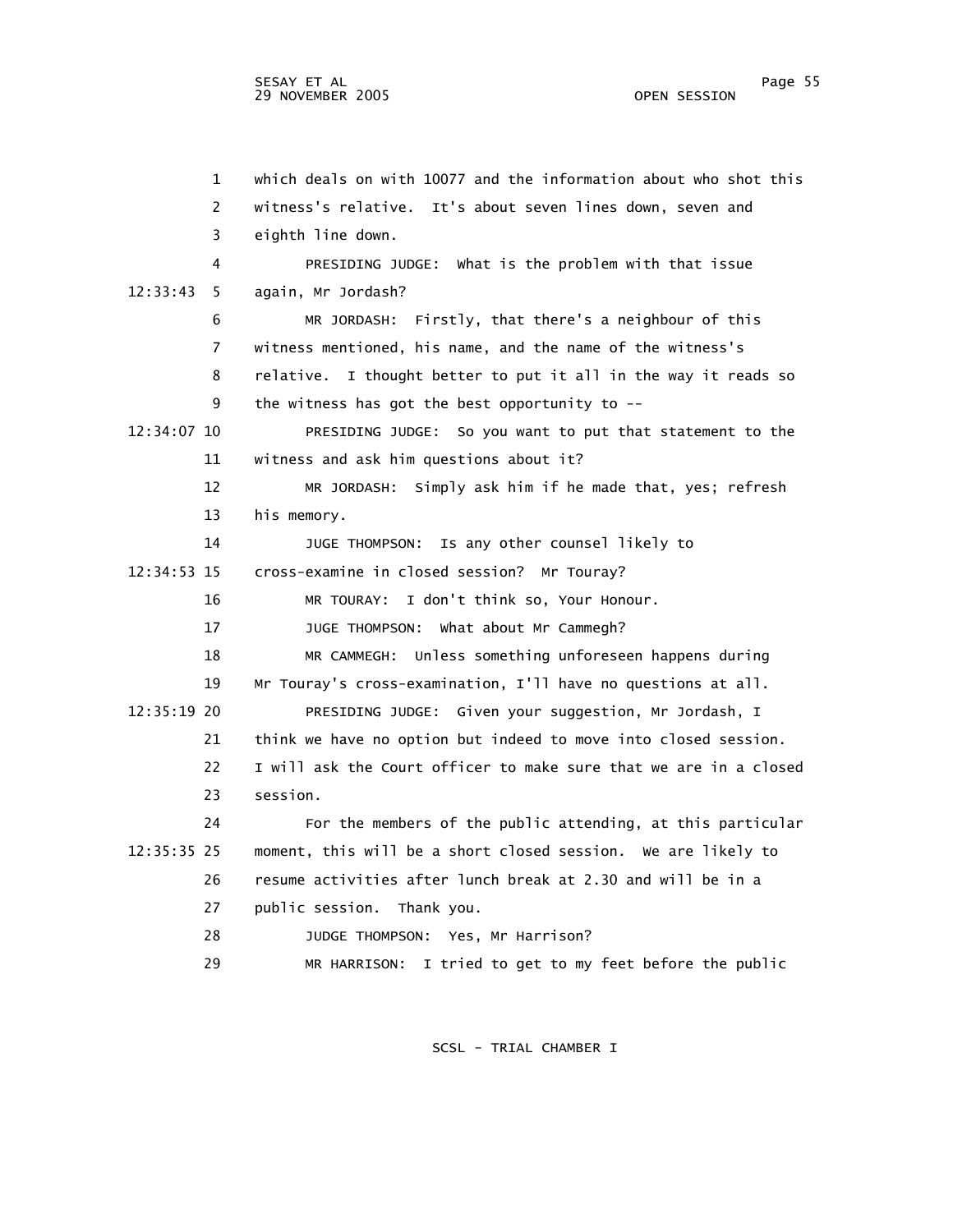which deals on with 10077 and the information about who shot this witness's relative. It's about seven lines down, seven and eighth line down.

PRESIDING JUDGE: What is the problem with that issue again, Mr Jordash?

MR JORDASH: Firstly, that there's a neighbour of this witness mentioned, his name, and the name of the witness's relative. I thought better to put it all in the way it reads so the witness has got the best opportunity to --

PRESIDING JUDGE: So you want to put that statement to the witness and ask him questions about it?

MR JORDASH: Simply ask him if he made that, yes; refresh his memory.

JUGE THOMPSON: Is any other counsel likely to cross-examine in closed session? Mr Touray?

MR TOURAY: I don't think so, Your Honour.

JUGE THOMPSON: What about Mr Cammegh?

MR CAMMEGH: Unless something unforeseen happens during Mr Touray's cross-examination, I'll have no questions at all.

PRESIDING JUDGE: Given your suggestion, Mr Jordash, I think we have no option but indeed to move into closed session. I will ask the Court officer to make sure that we are in a closed session.

For the members of the public attending, at this particular moment, this will be a short closed session. We are likely to resume activities after lunch break at 2.30 and will be in a public session. Thank you.

JUDGE THOMPSON: Yes, Mr Harrison?

MR HARRISON: I tried to get to my feet before the public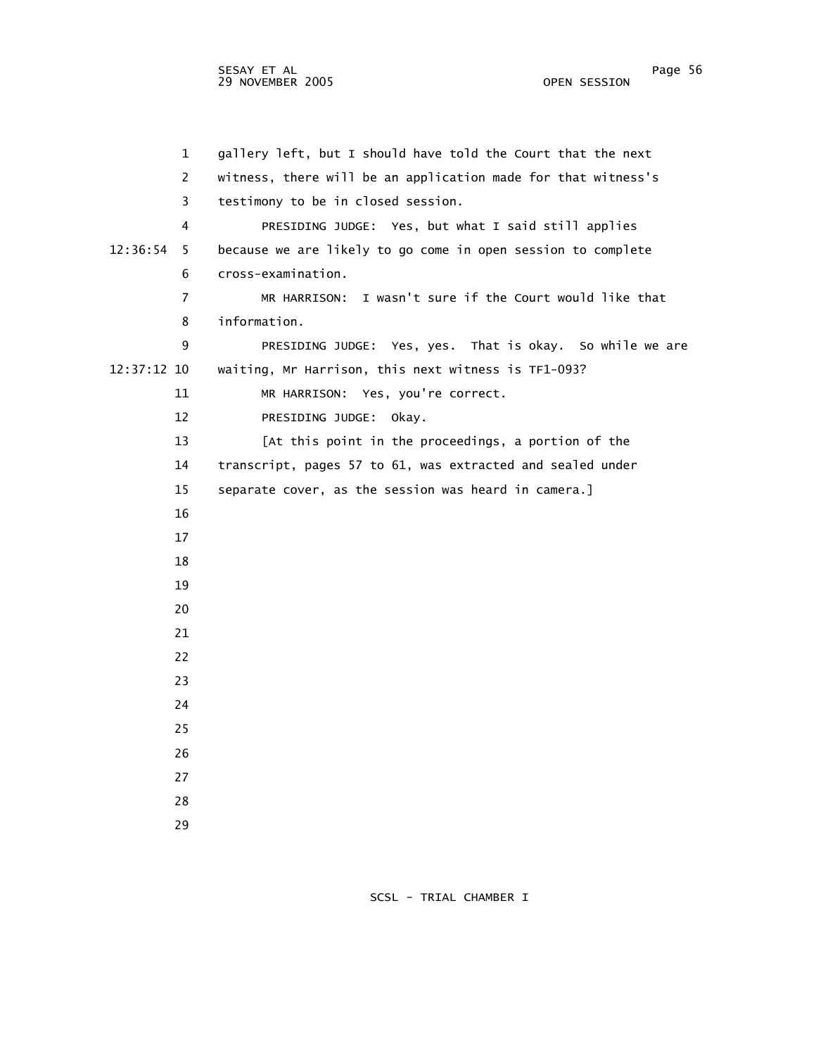gallery left, but I should have told the Court that the next witness, there will be an application made for that witness's testimony to be in closed session.

PRESIDING JUDGE: Yes, but what I said still applies because we are likely to go come in open session to complete cross-examination.

MR HARRISON: I wasn't sure if the Court would like that information.

PRESIDING JUDGE: Yes, yes. That is okay. So while we are waiting, Mr Harrison, this next witness is TF1-093?

MR HARRISON: Yes, you're correct.

PRESIDING JUDGE: Okay.

[At this point in the proceedings, a portion of the transcript, pages 57 to 61, was extracted and sealed under separate cover, as the session was heard in camera.]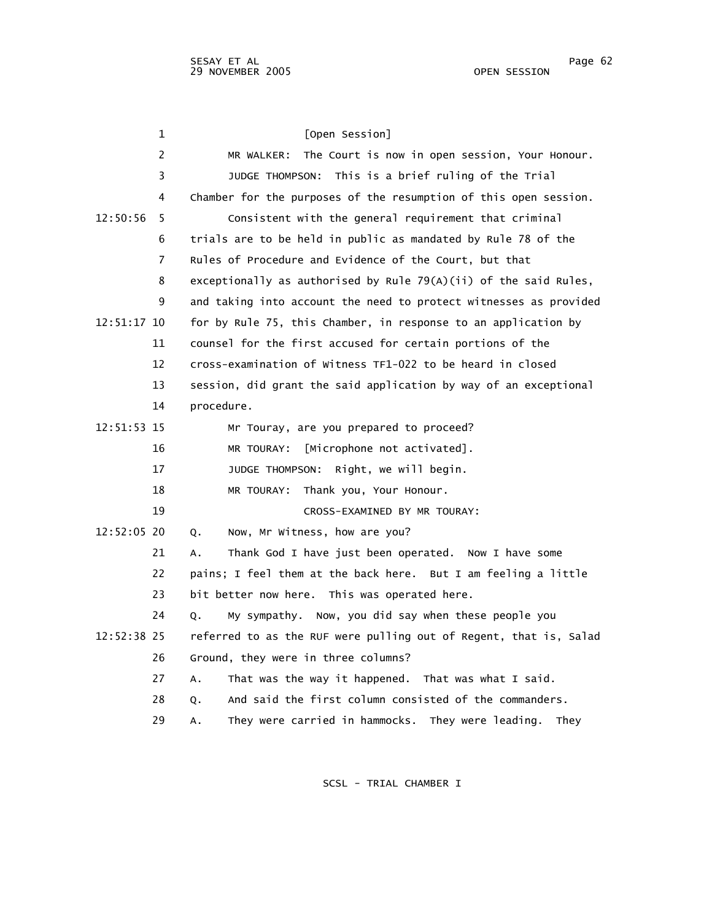[Open Session]

MR WALKER: The Court is now in open session, Your Honour.

JUDGE THOMPSON: This is a brief ruling of the Trial Chamber for the purposes of the resumption of this open session.

Consistent with the general requirement that criminal trials are to be held in public as mandated by Rule 78 of the Rules of Procedure and Evidence of the Court, but that exceptionally as authorised by Rule 79(A)(ii) of the said Rules, and taking into account the need to protect witnesses as provided for by Rule 75, this Chamber, in response to an application by counsel for the first accused for certain portions of the cross-examination of Witness TF1-022 to be heard in closed session, did grant the said application by way of an exceptional procedure.

Mr Touray, are you prepared to proceed?

MR TOURAY: [Microphone not activated].

JUDGE THOMPSON: Right, we will begin.

MR TOURAY: Thank you, Your Honour.

CROSS-EXAMINED BY MR TOURAY:

Q. Now, Mr Witness, how are you?

A. Thank God I have just been operated. Now I have some pains; I feel them at the back here. But I am feeling a little bit better now here. This was operated here.

Q. My sympathy. Now, you did say when these people you referred to as the RUF were pulling out of Regent, that is, Salad Ground, they were in three columns?

A. That was the way it happened. That was what I said.

Q. And said the first column consisted of the commanders.

A. They were carried in hammocks. They were leading. They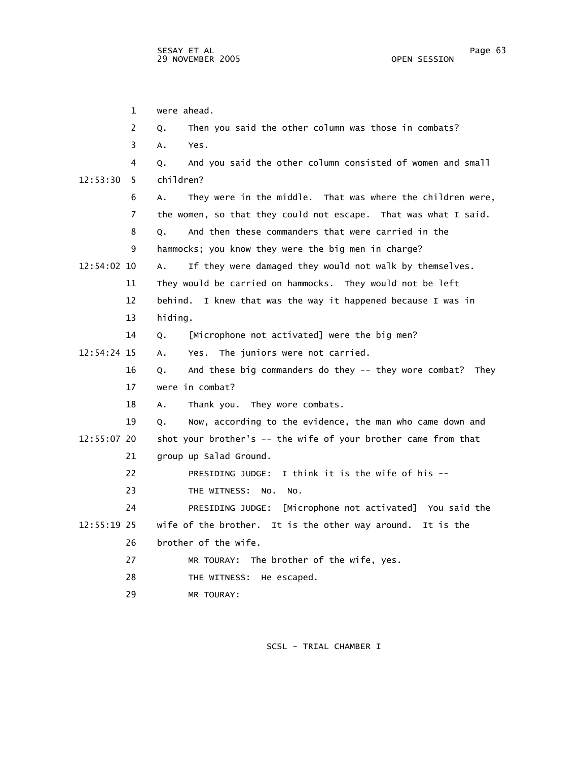1 were ahead.

2 Q. Then you said the other column was those in combats?

3 A. Yes.

4 Q. And you said the other column consisted of women and small

12:53:30 5 children?

6 A. They were in the middle. That was where the children were,

7 the women, so that they could not escape. That was what I said.

8 Q. And then these commanders that were carried in the

9 hammocks; you know they were the big men in charge?

12:54:02 10 A. If they were damaged they would not walk by themselves.

11 They would be carried on hammocks. They would not be left

12 behind. I knew that was the way it happened because I was in

13 hiding.

14 Q. [Microphone not activated] were the big men?

12:54:24 15 A. Yes. The juniors were not carried.

16 Q. And these big commanders do they -- they wore combat? They

17 were in combat?

18 A. Thank you. They wore combats.

19 Q. Now, according to the evidence, the man who came down and

12:55:07 20 shot your brother's -- the wife of your brother came from that

21 group up Salad Ground.

22 PRESIDING JUDGE: I think it is the wife of his --

23 THE WITNESS: No. No.

24 PRESIDING JUDGE: [Microphone not activated] You said the

12:55:19 25 wife of the brother. It is the other way around. It is the

26 brother of the wife.

27 MR TOURAY: The brother of the wife, yes.

28 THE WITNESS: He escaped.

29 MR TOURAY: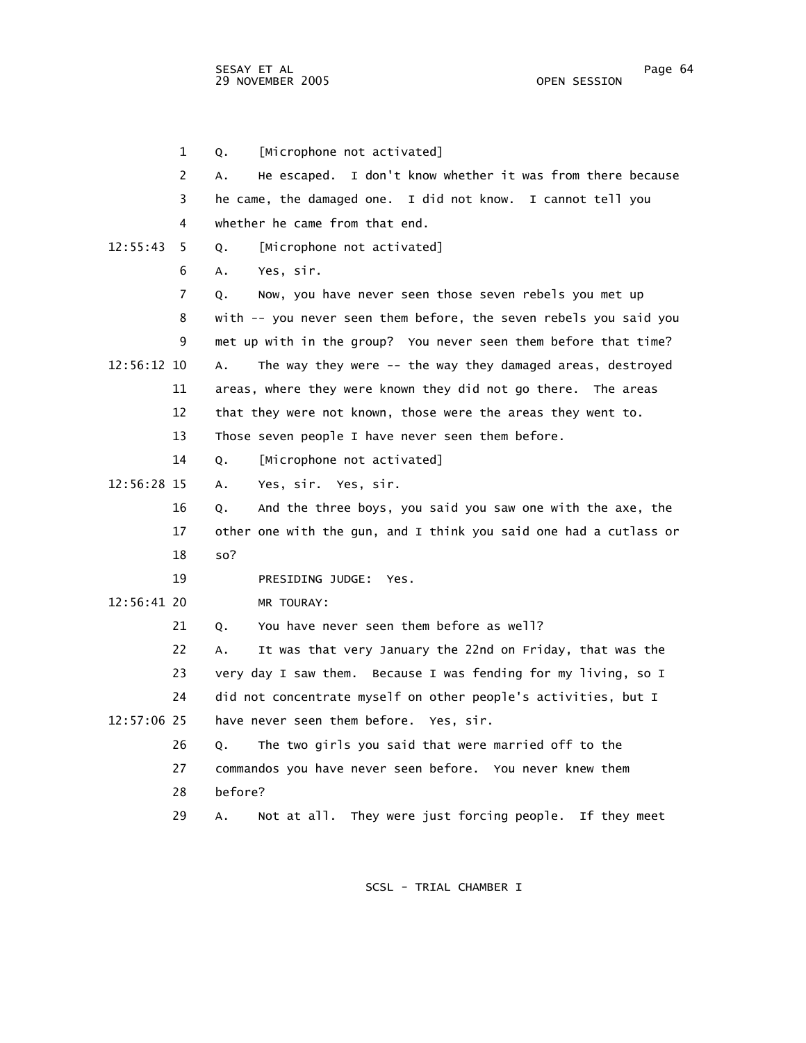1 Q. [Microphone not activated]

2 A. He escaped. I don't know whether it was from there because

3 he came, the damaged one. I did not know. I cannot tell you

4 whether he came from that end.

12:55:43 5 Q. [Microphone not activated]

6 A. Yes, sir.

7 Q. Now, you have never seen those seven rebels you met up

8 with -- you never seen them before, the seven rebels you said you

9 met up with in the group? You never seen them before that time?

12:56:12 10 A. The way they were -- the way they damaged areas, destroyed

11 areas, where they were known they did not go there. The areas

12 that they were not known, those were the areas they went to.

13 Those seven people I have never seen them before.

14 Q. [Microphone not activated]

12:56:28 15 A. Yes, sir. Yes, sir.

16 Q. And the three boys, you said you saw one with the axe, the

17 other one with the gun, and I think you said one had a cutlass or

18 so?

19 PRESIDING JUDGE: Yes.

12:56:41 20 MR TOURAY:

21 Q. You have never seen them before as well?

22 A. It was that very January the 22nd on Friday, that was the

23 very day I saw them. Because I was fending for my living, so I

24 did not concentrate myself on other people's activities, but I

12:57:06 25 have never seen them before. Yes, sir.

26 Q. The two girls you said that were married off to the

27 commandos you have never seen before. You never knew them

28 before?

29 A. Not at all. They were just forcing people. If they meet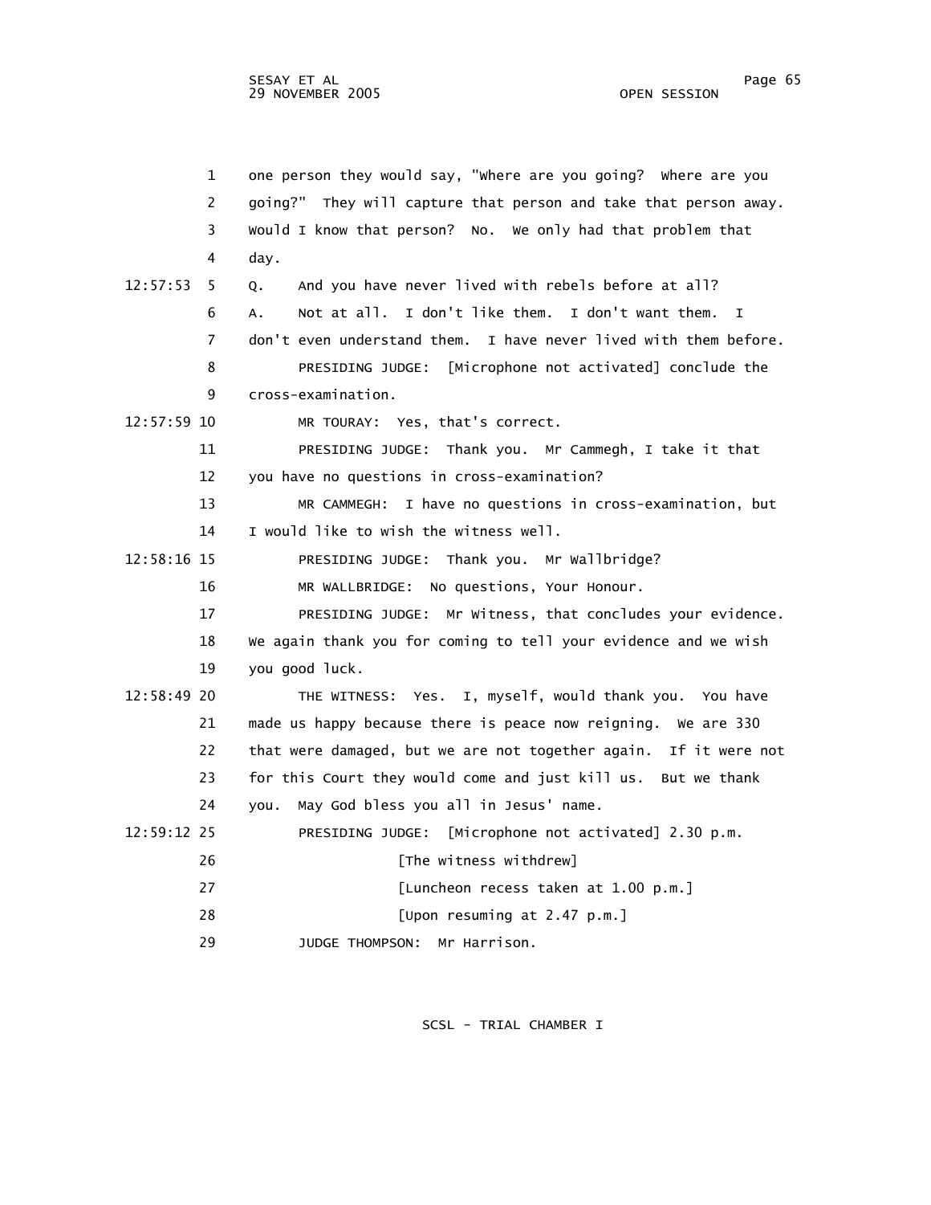one person they would say, "Where are you going? Where are you going?" They will capture that person and take that person away. Would I know that person? No. We only had that problem that day.

12:57:53 Q. And you have never lived with rebels before at all?

A. Not at all. I don't like them. I don't want them. I don't even understand them. I have never lived with them before.

PRESIDING JUDGE: [Microphone not activated] conclude the cross-examination.

12:57:59 MR TOURAY: Yes, that's correct.

PRESIDING JUDGE: Thank you. Mr Cammegh, I take it that you have no questions in cross-examination?

MR CAMMEGH: I have no questions in cross-examination, but I would like to wish the witness well.

12:58:16 PRESIDING JUDGE: Thank you. Mr Wallbridge?

MR WALLBRIDGE: No questions, Your Honour.

PRESIDING JUDGE: Mr Witness, that concludes your evidence. We again thank you for coming to tell your evidence and we wish you good luck.

12:58:49 THE WITNESS: Yes. I, myself, would thank you. You have made us happy because there is peace now reigning. We are 330 that were damaged, but we are not together again. If it were not for this Court they would come and just kill us. But we thank you. May God bless you all in Jesus' name.

12:59:12 PRESIDING JUDGE: [Microphone not activated] 2.30 p.m.

[The witness withdrew]

[Luncheon recess taken at 1.00 p.m.]

[Upon resuming at 2.47 p.m.]

JUDGE THOMPSON: Mr Harrison.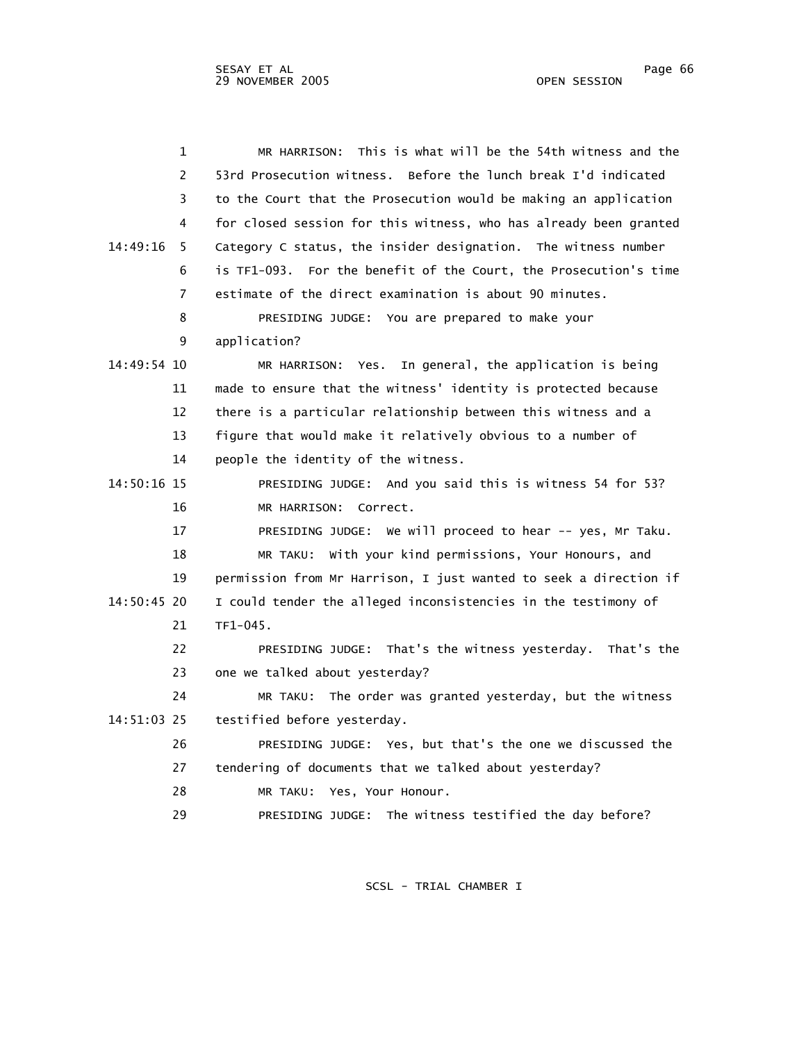1 MR HARRISON: This is what will be the 54th witness and the
2 53rd Prosecution witness. Before the lunch break I'd indicated
3 to the Court that the Prosecution would be making an application
4 for closed session for this witness, who has already been granted
14:49:16 5 Category C status, the insider designation. The witness number
6 is TF1-093. For the benefit of the Court, the Prosecution's time
7 estimate of the direct examination is about 90 minutes.
8 PRESIDING JUDGE: You are prepared to make your
9 application?
14:49:54 10 MR HARRISON: Yes. In general, the application is being
11 made to ensure that the witness' identity is protected because
12 there is a particular relationship between this witness and a
13 figure that would make it relatively obvious to a number of
14 people the identity of the witness.
14:50:16 15 PRESIDING JUDGE: And you said this is witness 54 for 53?
16 MR HARRISON: Correct.
17 PRESIDING JUDGE: We will proceed to hear -- yes, Mr Taku.
18 MR TAKU: With your kind permissions, Your Honours, and
19 permission from Mr Harrison, I just wanted to seek a direction if
14:50:45 20 I could tender the alleged inconsistencies in the testimony of
21 TF1-045.
22 PRESIDING JUDGE: That's the witness yesterday. That's the
23 one we talked about yesterday?
24 MR TAKU: The order was granted yesterday, but the witness
14:51:03 25 testified before yesterday.
26 PRESIDING JUDGE: Yes, but that's the one we discussed the
27 tendering of documents that we talked about yesterday?
28 MR TAKU: Yes, Your Honour.
29 PRESIDING JUDGE: The witness testified the day before?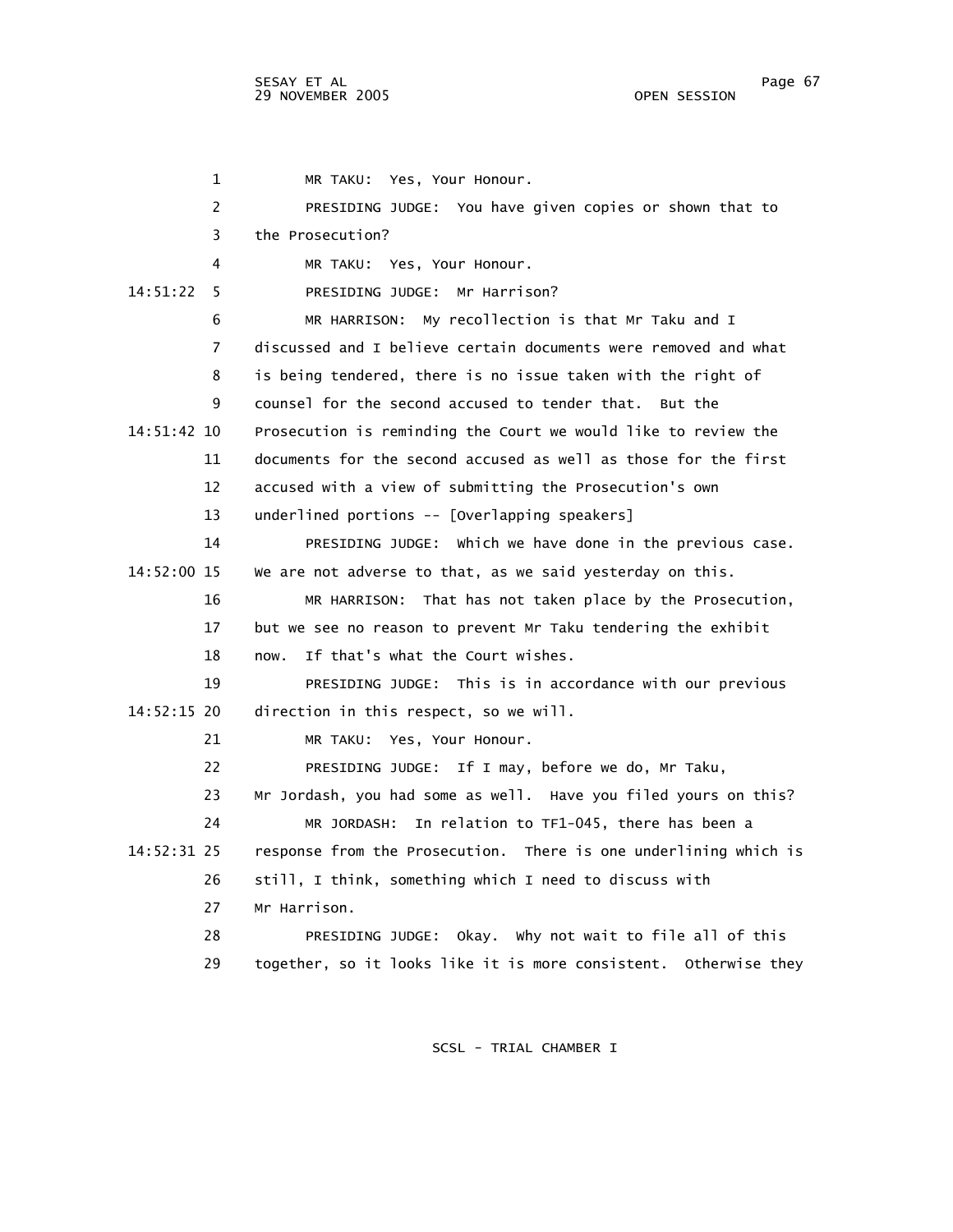MR TAKU: Yes, Your Honour.

PRESIDING JUDGE: You have given copies or shown that to the Prosecution?

MR TAKU: Yes, Your Honour.

PRESIDING JUDGE: Mr Harrison?

MR HARRISON: My recollection is that Mr Taku and I discussed and I believe certain documents were removed and what is being tendered, there is no issue taken with the right of counsel for the second accused to tender that. But the Prosecution is reminding the Court we would like to review the documents for the second accused as well as those for the first accused with a view of submitting the Prosecution's own underlined portions -- [Overlapping speakers]

PRESIDING JUDGE: Which we have done in the previous case. We are not adverse to that, as we said yesterday on this.

MR HARRISON: That has not taken place by the Prosecution, but we see no reason to prevent Mr Taku tendering the exhibit now. If that's what the Court wishes.

PRESIDING JUDGE: This is in accordance with our previous direction in this respect, so we will.

MR TAKU: Yes, Your Honour.

PRESIDING JUDGE: If I may, before we do, Mr Taku, Mr Jordash, you had some as well. Have you filed yours on this?

MR JORDASH: In relation to TF1-045, there has been a response from the Prosecution. There is one underlining which is still, I think, something which I need to discuss with Mr Harrison.

PRESIDING JUDGE: Okay. Why not wait to file all of this together, so it looks like it is more consistent. Otherwise they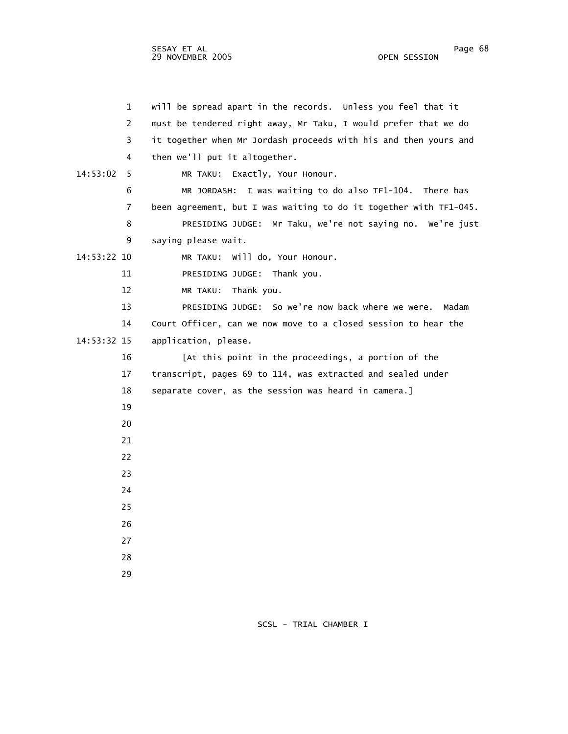will be spread apart in the records. Unless you feel that it must be tendered right away, Mr Taku, I would prefer that we do it together when Mr Jordash proceeds with his and then yours and then we'll put it altogether.

14:53:02 MR TAKU: Exactly, Your Honour.

MR JORDASH: I was waiting to do also TF1-104. There has been agreement, but I was waiting to do it together with TF1-045.

PRESIDING JUDGE: Mr Taku, we're not saying no. We're just saying please wait.

14:53:22 MR TAKU: Will do, Your Honour.

PRESIDING JUDGE: Thank you.

MR TAKU: Thank you.

PRESIDING JUDGE: So we're now back where we were. Madam Court Officer, can we now move to a closed session to hear the

14:53:32 application, please.

[At this point in the proceedings, a portion of the transcript, pages 69 to 114, was extracted and sealed under separate cover, as the session was heard in camera.]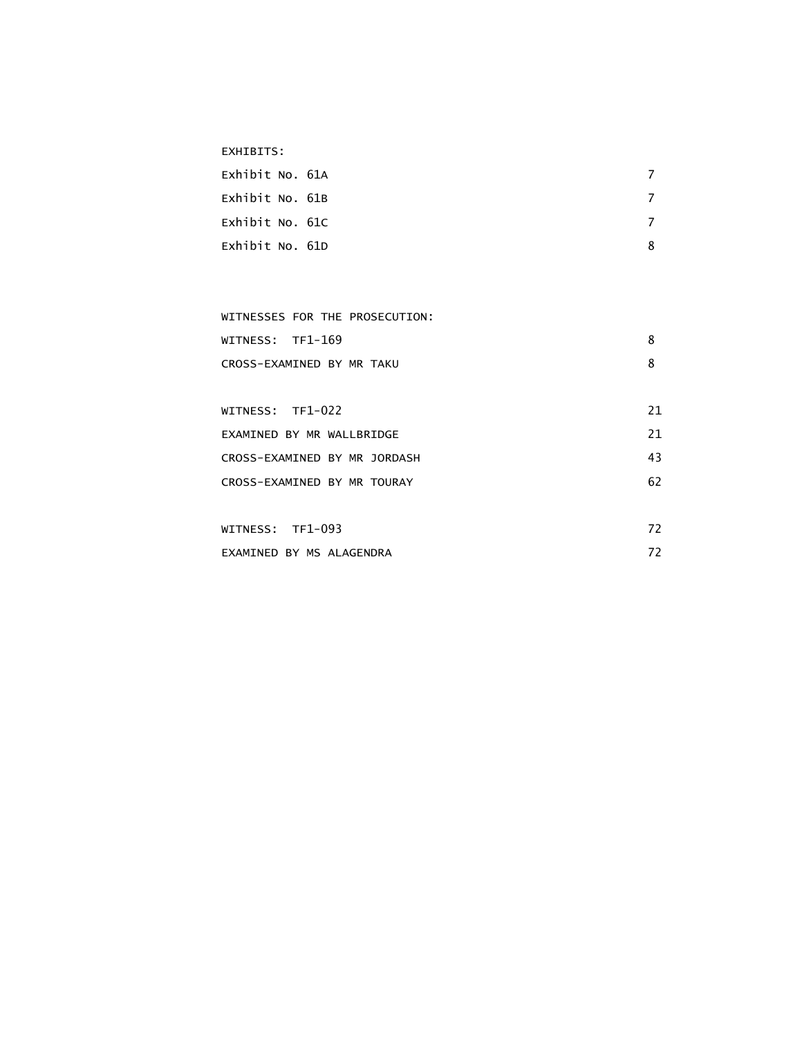EXHIBITS:

| | |
|---|---|
| Exhibit No. 61A | 7 |
| Exhibit No. 61B | 7 |
| Exhibit No. 61C | 7 |
| Exhibit No. 61D | 8 |

WITNESSES FOR THE PROSECUTION:

| | |
|---|---|
| WITNESS: TF1-169 | 8 |
| CROSS-EXAMINED BY MR TAKU | 8 |
| | |
| WITNESS: TF1-022 | 21 |
| EXAMINED BY MR WALLBRIDGE | 21 |
| CROSS-EXAMINED BY MR JORDASH | 43 |
| CROSS-EXAMINED BY MR TOURAY | 62 |
| | |
| WITNESS: TF1-093 | 72 |
| EXAMINED BY MS ALAGENDRA | 72 |